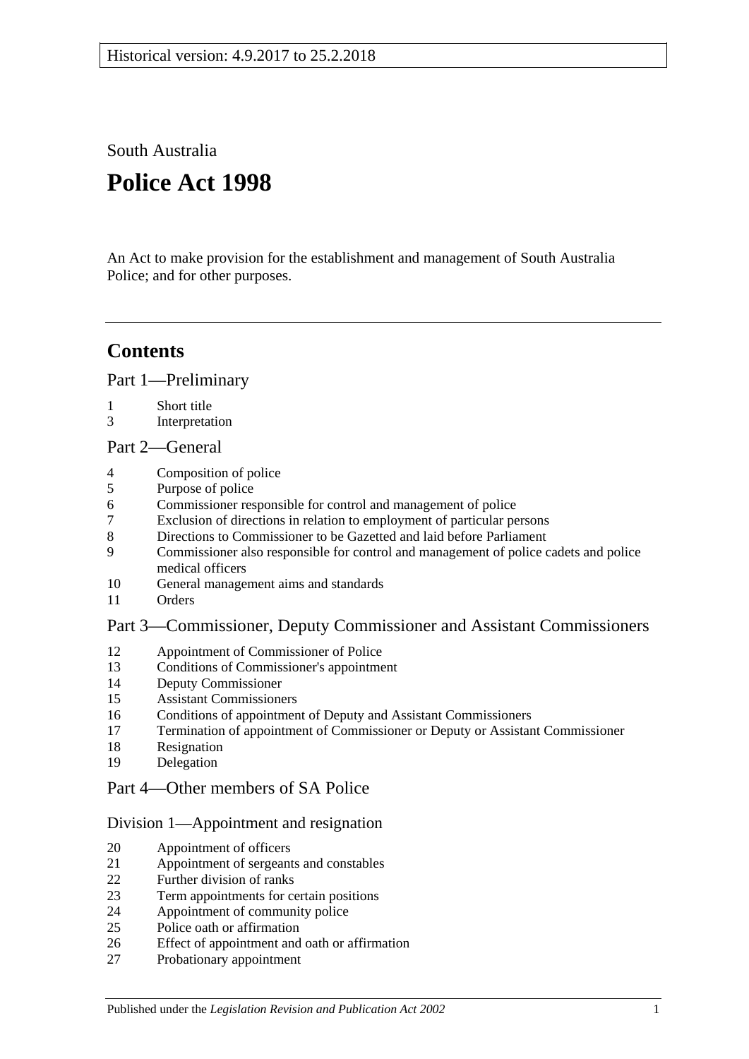Historical version: 4.9.2017 to 25.2.2018

South Australia

# Police Act 1998

An Act to make provision for the establishment and management of South Australia Police; and for other purposes.

## Contents

### Part 1—Preliminary

1 Short title
3 Interpretation

### Part 2—General

4 Composition of police
5 Purpose of police
6 Commissioner responsible for control and management of police
7 Exclusion of directions in relation to employment of particular persons
8 Directions to Commissioner to be Gazetted and laid before Parliament
9 Commissioner also responsible for control and management of police cadets and police medical officers
10 General management aims and standards
11 Orders

### Part 3—Commissioner, Deputy Commissioner and Assistant Commissioners

12 Appointment of Commissioner of Police
13 Conditions of Commissioner's appointment
14 Deputy Commissioner
15 Assistant Commissioners
16 Conditions of appointment of Deputy and Assistant Commissioners
17 Termination of appointment of Commissioner or Deputy or Assistant Commissioner
18 Resignation
19 Delegation

### Part 4—Other members of SA Police

#### Division 1—Appointment and resignation

20 Appointment of officers
21 Appointment of sergeants and constables
22 Further division of ranks
23 Term appointments for certain positions
24 Appointment of community police
25 Police oath or affirmation
26 Effect of appointment and oath or affirmation
27 Probationary appointment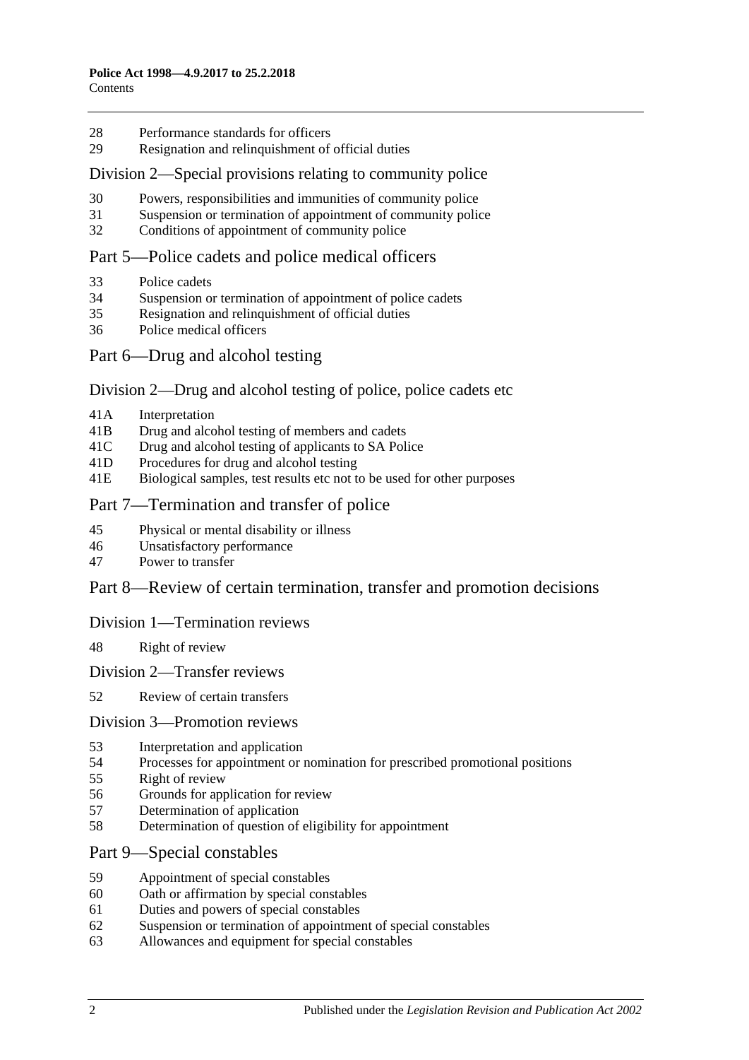28 Performance standards for officers
29 Resignation and relinquishment of official duties

## Division 2—Special provisions relating to community police

30 Powers, responsibilities and immunities of community police
31 Suspension or termination of appointment of community police
32 Conditions of appointment of community police

## Part 5—Police cadets and police medical officers

33 Police cadets
34 Suspension or termination of appointment of police cadets
35 Resignation and relinquishment of official duties
36 Police medical officers

## Part 6—Drug and alcohol testing

## Division 2—Drug and alcohol testing of police, police cadets etc

41A Interpretation
41B Drug and alcohol testing of members and cadets
41C Drug and alcohol testing of applicants to SA Police
41D Procedures for drug and alcohol testing
41E Biological samples, test results etc not to be used for other purposes

## Part 7—Termination and transfer of police

45 Physical or mental disability or illness
46 Unsatisfactory performance
47 Power to transfer

## Part 8—Review of certain termination, transfer and promotion decisions

## Division 1—Termination reviews

48 Right of review

## Division 2—Transfer reviews

52 Review of certain transfers

## Division 3—Promotion reviews

53 Interpretation and application
54 Processes for appointment or nomination for prescribed promotional positions
55 Right of review
56 Grounds for application for review
57 Determination of application
58 Determination of question of eligibility for appointment

## Part 9—Special constables

59 Appointment of special constables
60 Oath or affirmation by special constables
61 Duties and powers of special constables
62 Suspension or termination of appointment of special constables
63 Allowances and equipment for special constables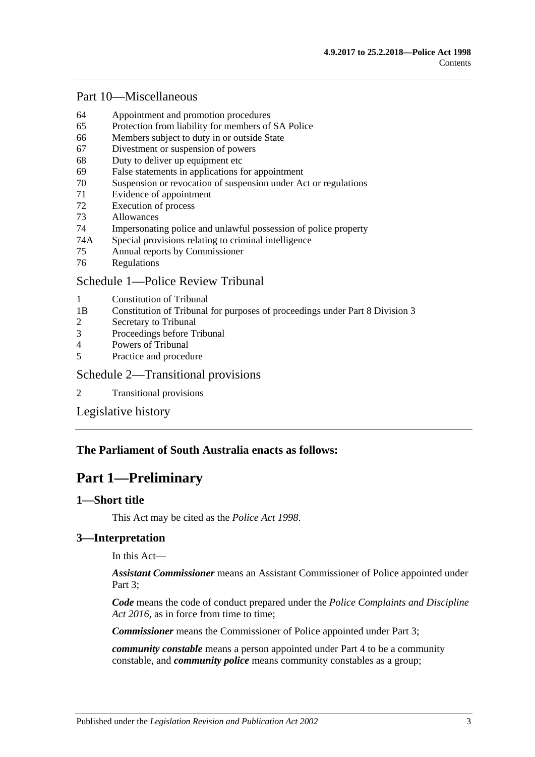## Part 10—Miscellaneous

64 Appointment and promotion procedures
65 Protection from liability for members of SA Police
66 Members subject to duty in or outside State
67 Divestment or suspension of powers
68 Duty to deliver up equipment etc
69 False statements in applications for appointment
70 Suspension or revocation of suspension under Act or regulations
71 Evidence of appointment
72 Execution of process
73 Allowances
74 Impersonating police and unlawful possession of police property
74A Special provisions relating to criminal intelligence
75 Annual reports by Commissioner
76 Regulations

## Schedule 1—Police Review Tribunal

1 Constitution of Tribunal
1B Constitution of Tribunal for purposes of proceedings under Part 8 Division 3
2 Secretary to Tribunal
3 Proceedings before Tribunal
4 Powers of Tribunal
5 Practice and procedure

## Schedule 2—Transitional provisions

2 Transitional provisions

## Legislative history

**The Parliament of South Australia enacts as follows:**

# Part 1—Preliminary

### 1—Short title

This Act may be cited as the *Police Act 1998*.

### 3—Interpretation

In this Act—

***Assistant Commissioner*** means an Assistant Commissioner of Police appointed under Part 3;

***Code*** means the code of conduct prepared under the *Police Complaints and Discipline Act 2016*, as in force from time to time;

***Commissioner*** means the Commissioner of Police appointed under Part 3;

***community constable*** means a person appointed under Part 4 to be a community constable, and ***community police*** means community constables as a group;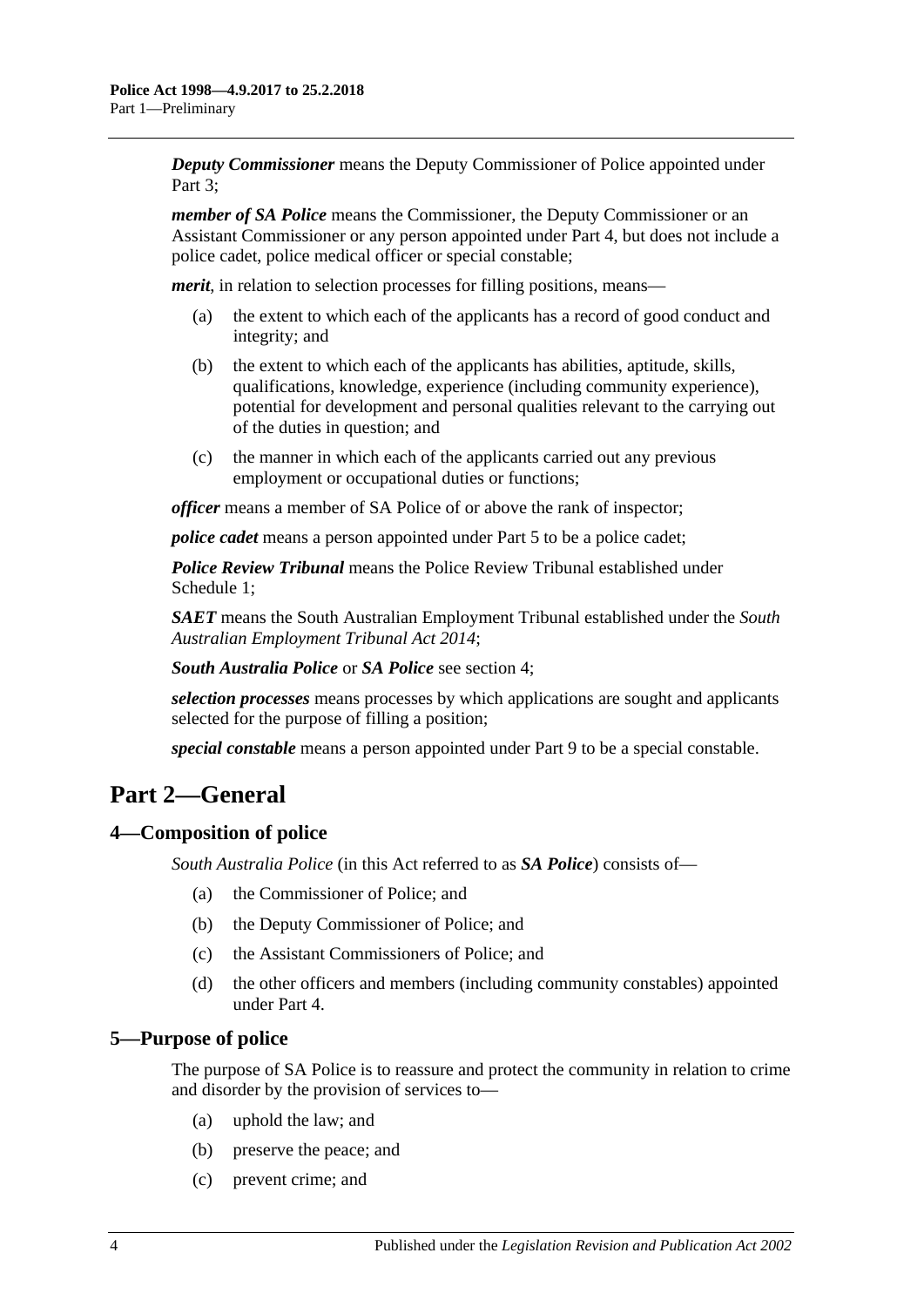***Deputy Commissioner*** means the Deputy Commissioner of Police appointed under Part 3;

***member of SA Police*** means the Commissioner, the Deputy Commissioner or an Assistant Commissioner or any person appointed under Part 4, but does not include a police cadet, police medical officer or special constable;

***merit***, in relation to selection processes for filling positions, means—

(a) the extent to which each of the applicants has a record of good conduct and integrity; and

(b) the extent to which each of the applicants has abilities, aptitude, skills, qualifications, knowledge, experience (including community experience), potential for development and personal qualities relevant to the carrying out of the duties in question; and

(c) the manner in which each of the applicants carried out any previous employment or occupational duties or functions;

***officer*** means a member of SA Police of or above the rank of inspector;

***police cadet*** means a person appointed under Part 5 to be a police cadet;

***Police Review Tribunal*** means the Police Review Tribunal established under Schedule 1;

***SAET*** means the South Australian Employment Tribunal established under the *South Australian Employment Tribunal Act 2014*;

***South Australia Police*** or ***SA Police*** see section 4;

***selection processes*** means processes by which applications are sought and applicants selected for the purpose of filling a position;

***special constable*** means a person appointed under Part 9 to be a special constable.

# Part 2—General

## 4—Composition of police

*South Australia Police* (in this Act referred to as ***SA Police***) consists of—

(a) the Commissioner of Police; and

(b) the Deputy Commissioner of Police; and

(c) the Assistant Commissioners of Police; and

(d) the other officers and members (including community constables) appointed under Part 4.

## 5—Purpose of police

The purpose of SA Police is to reassure and protect the community in relation to crime and disorder by the provision of services to—

(a) uphold the law; and

(b) preserve the peace; and

(c) prevent crime; and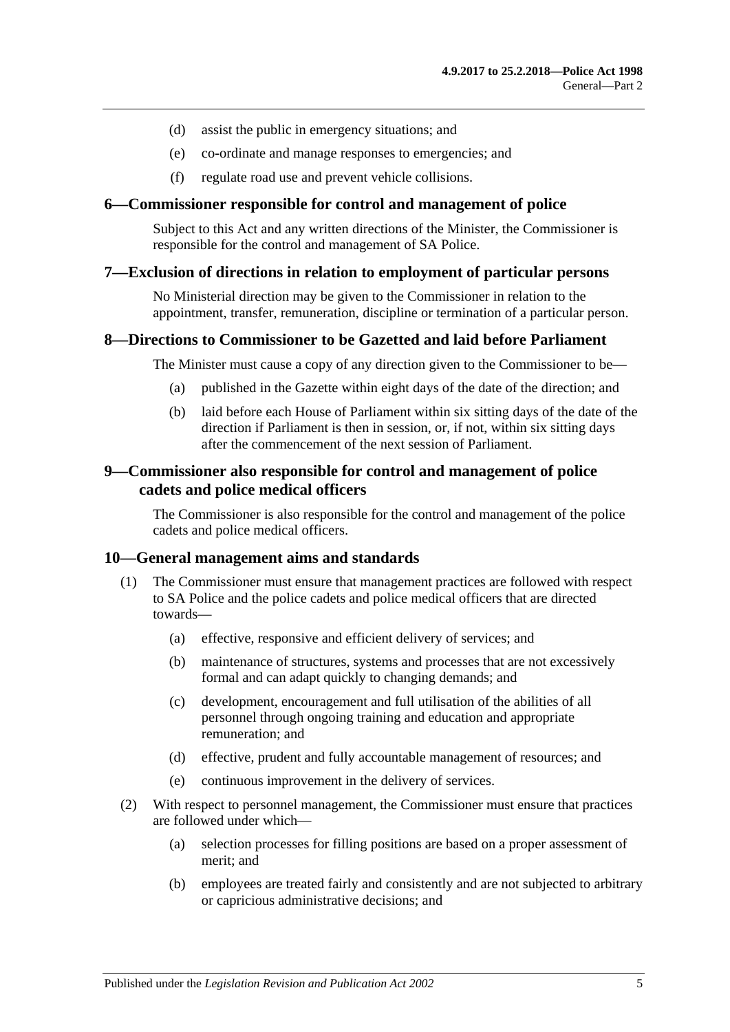(d) assist the public in emergency situations; and

(e) co-ordinate and manage responses to emergencies; and

(f) regulate road use and prevent vehicle collisions.

## 6—Commissioner responsible for control and management of police

Subject to this Act and any written directions of the Minister, the Commissioner is responsible for the control and management of SA Police.

## 7—Exclusion of directions in relation to employment of particular persons

No Ministerial direction may be given to the Commissioner in relation to the appointment, transfer, remuneration, discipline or termination of a particular person.

## 8—Directions to Commissioner to be Gazetted and laid before Parliament

The Minister must cause a copy of any direction given to the Commissioner to be—

(a) published in the Gazette within eight days of the date of the direction; and

(b) laid before each House of Parliament within six sitting days of the date of the direction if Parliament is then in session, or, if not, within six sitting days after the commencement of the next session of Parliament.

## 9—Commissioner also responsible for control and management of police cadets and police medical officers

The Commissioner is also responsible for the control and management of the police cadets and police medical officers.

## 10—General management aims and standards

(1) The Commissioner must ensure that management practices are followed with respect to SA Police and the police cadets and police medical officers that are directed towards—

(a) effective, responsive and efficient delivery of services; and

(b) maintenance of structures, systems and processes that are not excessively formal and can adapt quickly to changing demands; and

(c) development, encouragement and full utilisation of the abilities of all personnel through ongoing training and education and appropriate remuneration; and

(d) effective, prudent and fully accountable management of resources; and

(e) continuous improvement in the delivery of services.

(2) With respect to personnel management, the Commissioner must ensure that practices are followed under which—

(a) selection processes for filling positions are based on a proper assessment of merit; and

(b) employees are treated fairly and consistently and are not subjected to arbitrary or capricious administrative decisions; and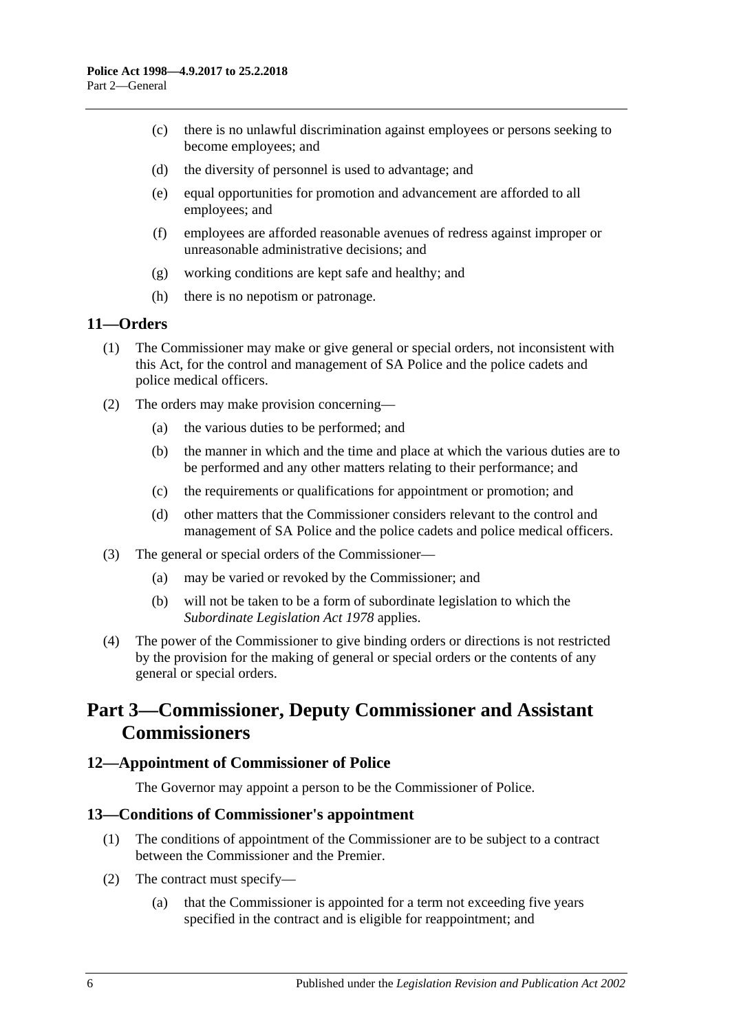(c) there is no unlawful discrimination against employees or persons seeking to become employees; and

(d) the diversity of personnel is used to advantage; and

(e) equal opportunities for promotion and advancement are afforded to all employees; and

(f) employees are afforded reasonable avenues of redress against improper or unreasonable administrative decisions; and

(g) working conditions are kept safe and healthy; and

(h) there is no nepotism or patronage.

### 11—Orders

(1) The Commissioner may make or give general or special orders, not inconsistent with this Act, for the control and management of SA Police and the police cadets and police medical officers.

(2) The orders may make provision concerning—

(a) the various duties to be performed; and

(b) the manner in which and the time and place at which the various duties are to be performed and any other matters relating to their performance; and

(c) the requirements or qualifications for appointment or promotion; and

(d) other matters that the Commissioner considers relevant to the control and management of SA Police and the police cadets and police medical officers.

(3) The general or special orders of the Commissioner—

(a) may be varied or revoked by the Commissioner; and

(b) will not be taken to be a form of subordinate legislation to which the *Subordinate Legislation Act 1978* applies.

(4) The power of the Commissioner to give binding orders or directions is not restricted by the provision for the making of general or special orders or the contents of any general or special orders.

## Part 3—Commissioner, Deputy Commissioner and Assistant Commissioners

### 12—Appointment of Commissioner of Police

The Governor may appoint a person to be the Commissioner of Police.

### 13—Conditions of Commissioner's appointment

(1) The conditions of appointment of the Commissioner are to be subject to a contract between the Commissioner and the Premier.

(2) The contract must specify—

(a) that the Commissioner is appointed for a term not exceeding five years specified in the contract and is eligible for reappointment; and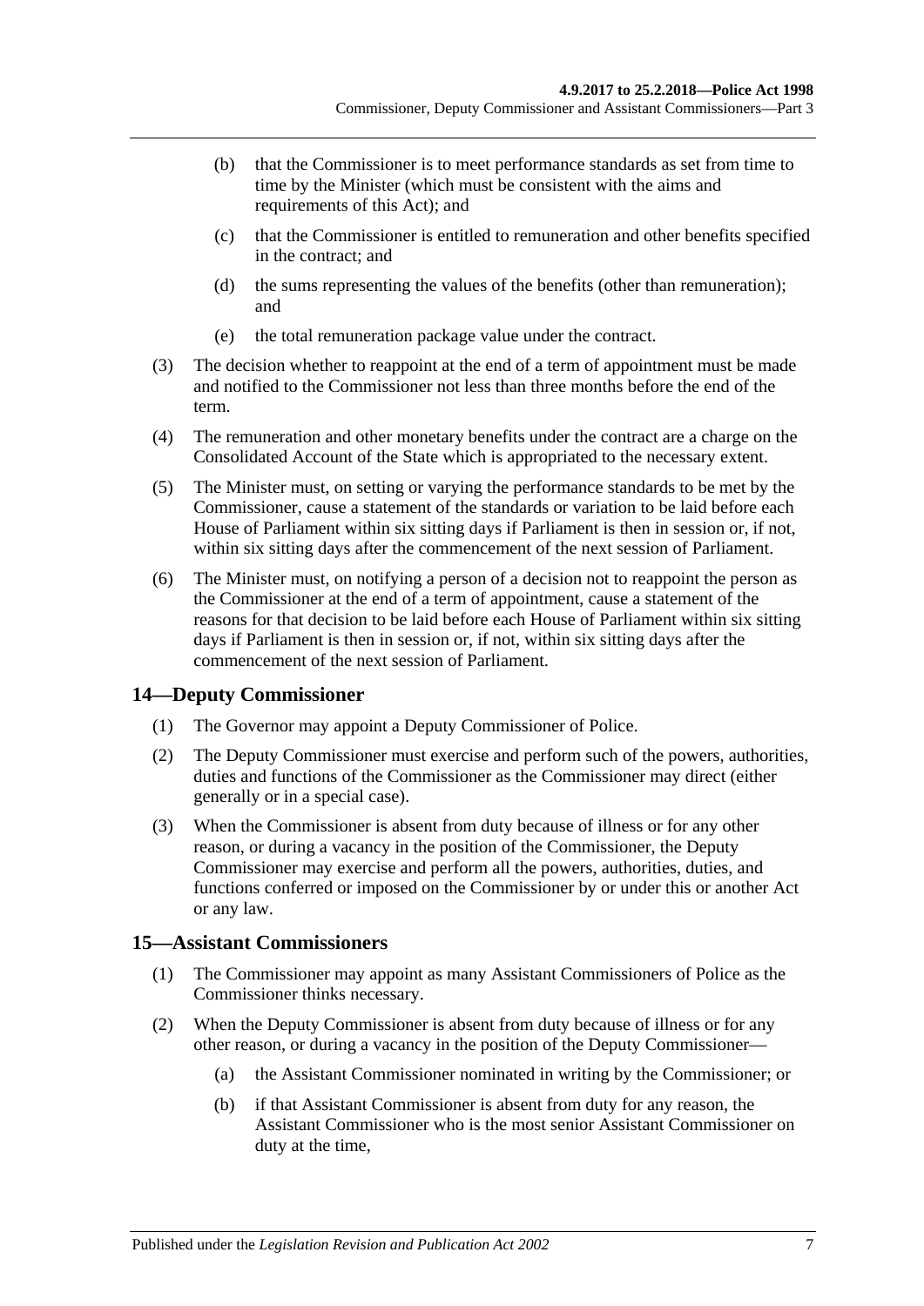(b) that the Commissioner is to meet performance standards as set from time to time by the Minister (which must be consistent with the aims and requirements of this Act); and

(c) that the Commissioner is entitled to remuneration and other benefits specified in the contract; and

(d) the sums representing the values of the benefits (other than remuneration); and

(e) the total remuneration package value under the contract.

(3) The decision whether to reappoint at the end of a term of appointment must be made and notified to the Commissioner not less than three months before the end of the term.

(4) The remuneration and other monetary benefits under the contract are a charge on the Consolidated Account of the State which is appropriated to the necessary extent.

(5) The Minister must, on setting or varying the performance standards to be met by the Commissioner, cause a statement of the standards or variation to be laid before each House of Parliament within six sitting days if Parliament is then in session or, if not, within six sitting days after the commencement of the next session of Parliament.

(6) The Minister must, on notifying a person of a decision not to reappoint the person as the Commissioner at the end of a term of appointment, cause a statement of the reasons for that decision to be laid before each House of Parliament within six sitting days if Parliament is then in session or, if not, within six sitting days after the commencement of the next session of Parliament.

## 14—Deputy Commissioner

(1) The Governor may appoint a Deputy Commissioner of Police.

(2) The Deputy Commissioner must exercise and perform such of the powers, authorities, duties and functions of the Commissioner as the Commissioner may direct (either generally or in a special case).

(3) When the Commissioner is absent from duty because of illness or for any other reason, or during a vacancy in the position of the Commissioner, the Deputy Commissioner may exercise and perform all the powers, authorities, duties, and functions conferred or imposed on the Commissioner by or under this or another Act or any law.

## 15—Assistant Commissioners

(1) The Commissioner may appoint as many Assistant Commissioners of Police as the Commissioner thinks necessary.

(2) When the Deputy Commissioner is absent from duty because of illness or for any other reason, or during a vacancy in the position of the Deputy Commissioner—

(a) the Assistant Commissioner nominated in writing by the Commissioner; or

(b) if that Assistant Commissioner is absent from duty for any reason, the Assistant Commissioner who is the most senior Assistant Commissioner on duty at the time,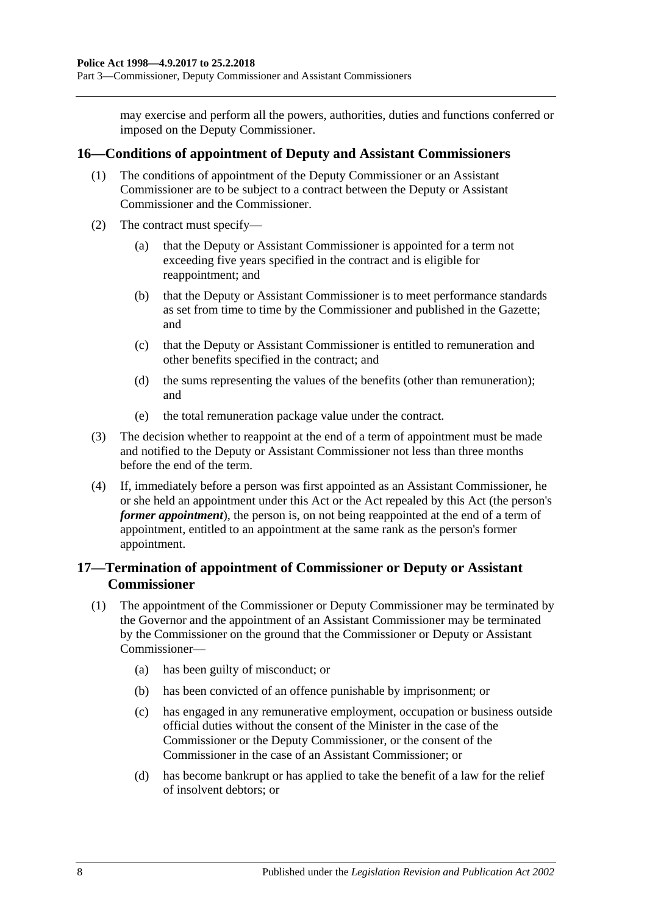may exercise and perform all the powers, authorities, duties and functions conferred or imposed on the Deputy Commissioner.

## 16—Conditions of appointment of Deputy and Assistant Commissioners

(1) The conditions of appointment of the Deputy Commissioner or an Assistant Commissioner are to be subject to a contract between the Deputy or Assistant Commissioner and the Commissioner.

(2) The contract must specify—

(a) that the Deputy or Assistant Commissioner is appointed for a term not exceeding five years specified in the contract and is eligible for reappointment; and

(b) that the Deputy or Assistant Commissioner is to meet performance standards as set from time to time by the Commissioner and published in the Gazette; and

(c) that the Deputy or Assistant Commissioner is entitled to remuneration and other benefits specified in the contract; and

(d) the sums representing the values of the benefits (other than remuneration); and

(e) the total remuneration package value under the contract.

(3) The decision whether to reappoint at the end of a term of appointment must be made and notified to the Deputy or Assistant Commissioner not less than three months before the end of the term.

(4) If, immediately before a person was first appointed as an Assistant Commissioner, he or she held an appointment under this Act or the Act repealed by this Act (the person's ***former appointment***), the person is, on not being reappointed at the end of a term of appointment, entitled to an appointment at the same rank as the person's former appointment.

## 17—Termination of appointment of Commissioner or Deputy or Assistant Commissioner

(1) The appointment of the Commissioner or Deputy Commissioner may be terminated by the Governor and the appointment of an Assistant Commissioner may be terminated by the Commissioner on the ground that the Commissioner or Deputy or Assistant Commissioner—

(a) has been guilty of misconduct; or

(b) has been convicted of an offence punishable by imprisonment; or

(c) has engaged in any remunerative employment, occupation or business outside official duties without the consent of the Minister in the case of the Commissioner or the Deputy Commissioner, or the consent of the Commissioner in the case of an Assistant Commissioner; or

(d) has become bankrupt or has applied to take the benefit of a law for the relief of insolvent debtors; or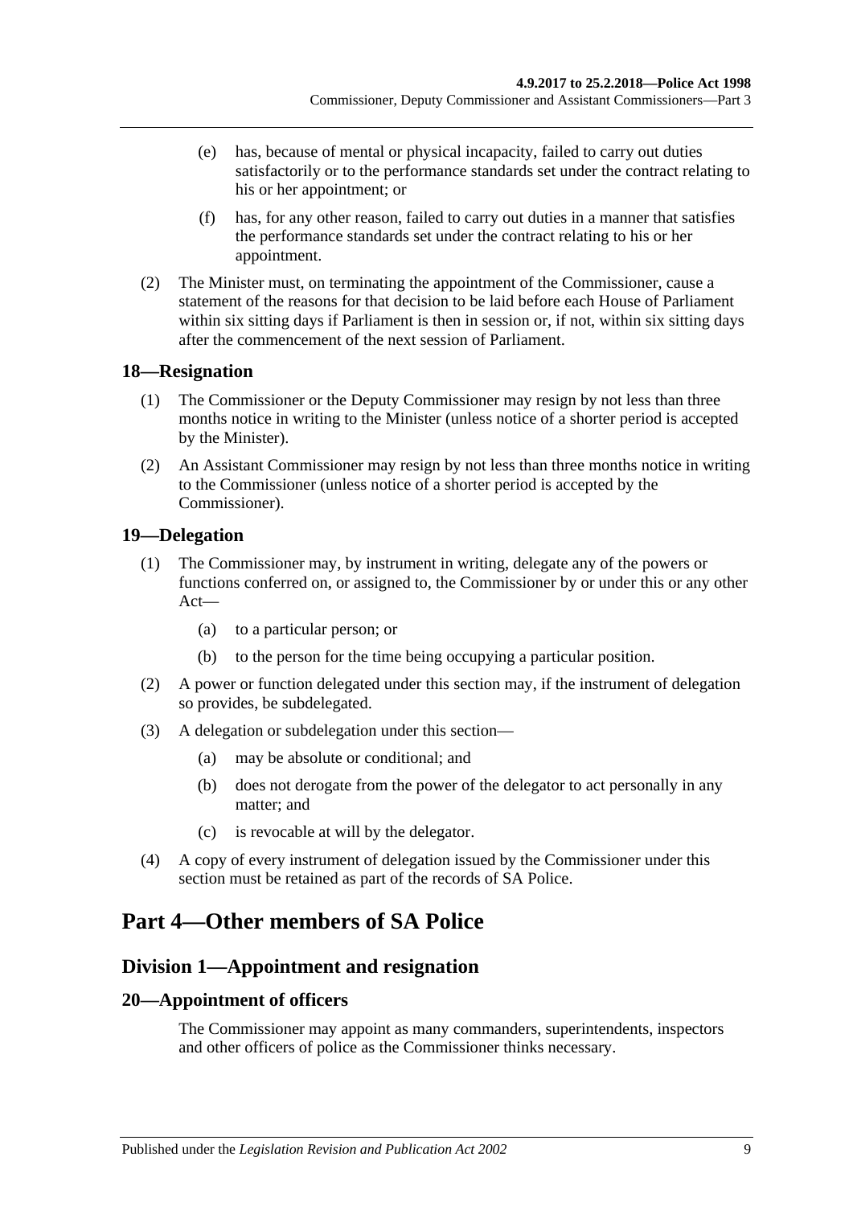(e) has, because of mental or physical incapacity, failed to carry out duties satisfactorily or to the performance standards set under the contract relating to his or her appointment; or

(f) has, for any other reason, failed to carry out duties in a manner that satisfies the performance standards set under the contract relating to his or her appointment.

(2) The Minister must, on terminating the appointment of the Commissioner, cause a statement of the reasons for that decision to be laid before each House of Parliament within six sitting days if Parliament is then in session or, if not, within six sitting days after the commencement of the next session of Parliament.

### 18—Resignation

(1) The Commissioner or the Deputy Commissioner may resign by not less than three months notice in writing to the Minister (unless notice of a shorter period is accepted by the Minister).

(2) An Assistant Commissioner may resign by not less than three months notice in writing to the Commissioner (unless notice of a shorter period is accepted by the Commissioner).

### 19—Delegation

(1) The Commissioner may, by instrument in writing, delegate any of the powers or functions conferred on, or assigned to, the Commissioner by or under this or any other Act—

(a) to a particular person; or

(b) to the person for the time being occupying a particular position.

(2) A power or function delegated under this section may, if the instrument of delegation so provides, be subdelegated.

(3) A delegation or subdelegation under this section—

(a) may be absolute or conditional; and

(b) does not derogate from the power of the delegator to act personally in any matter; and

(c) is revocable at will by the delegator.

(4) A copy of every instrument of delegation issued by the Commissioner under this section must be retained as part of the records of SA Police.

# Part 4—Other members of SA Police

## Division 1—Appointment and resignation

### 20—Appointment of officers

The Commissioner may appoint as many commanders, superintendents, inspectors and other officers of police as the Commissioner thinks necessary.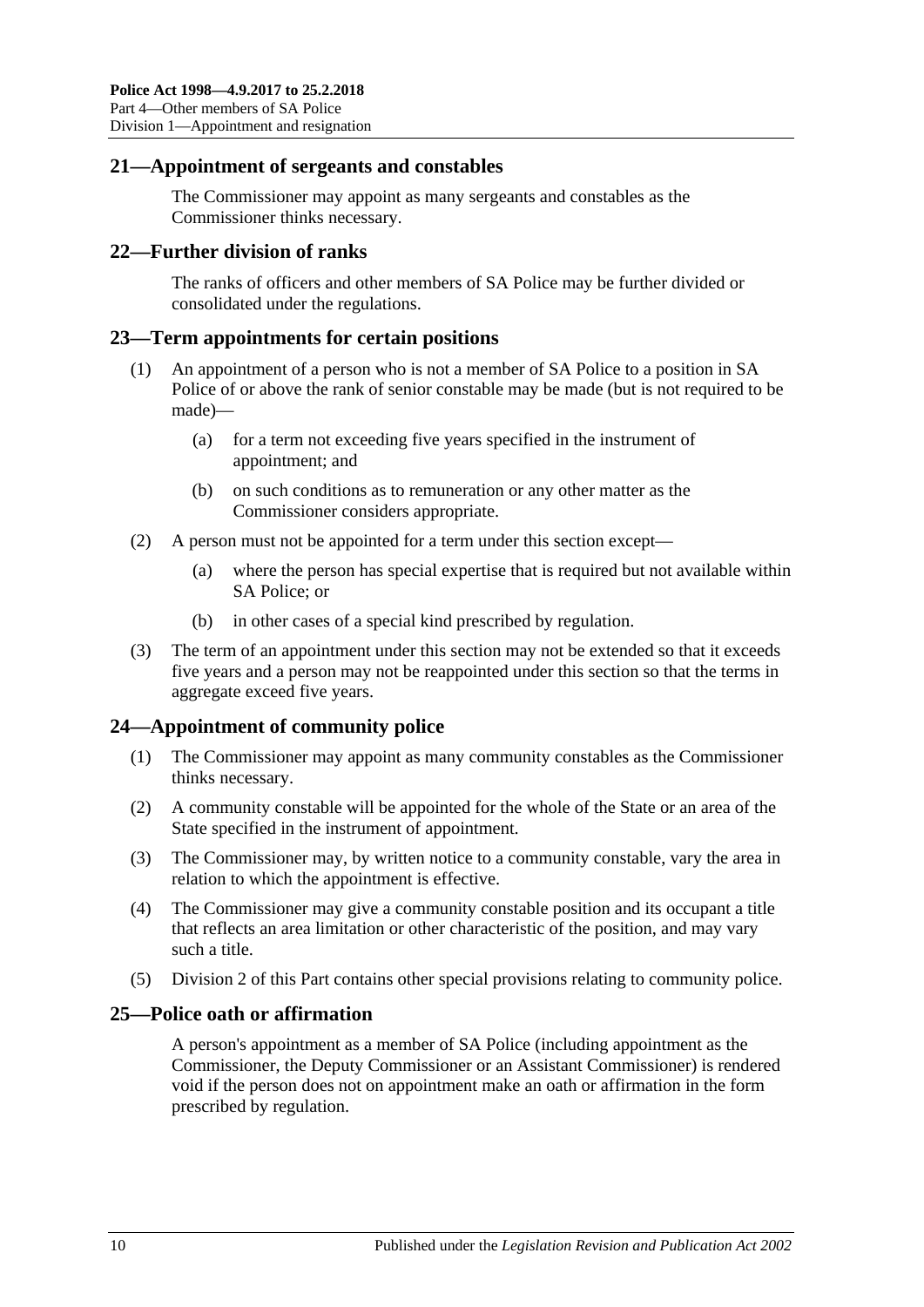## 21—Appointment of sergeants and constables

The Commissioner may appoint as many sergeants and constables as the Commissioner thinks necessary.

## 22—Further division of ranks

The ranks of officers and other members of SA Police may be further divided or consolidated under the regulations.

## 23—Term appointments for certain positions

(1) An appointment of a person who is not a member of SA Police to a position in SA Police of or above the rank of senior constable may be made (but is not required to be made)—

(a) for a term not exceeding five years specified in the instrument of appointment; and

(b) on such conditions as to remuneration or any other matter as the Commissioner considers appropriate.

(2) A person must not be appointed for a term under this section except—

(a) where the person has special expertise that is required but not available within SA Police; or

(b) in other cases of a special kind prescribed by regulation.

(3) The term of an appointment under this section may not be extended so that it exceeds five years and a person may not be reappointed under this section so that the terms in aggregate exceed five years.

## 24—Appointment of community police

(1) The Commissioner may appoint as many community constables as the Commissioner thinks necessary.

(2) A community constable will be appointed for the whole of the State or an area of the State specified in the instrument of appointment.

(3) The Commissioner may, by written notice to a community constable, vary the area in relation to which the appointment is effective.

(4) The Commissioner may give a community constable position and its occupant a title that reflects an area limitation or other characteristic of the position, and may vary such a title.

(5) Division 2 of this Part contains other special provisions relating to community police.

## 25—Police oath or affirmation

A person's appointment as a member of SA Police (including appointment as the Commissioner, the Deputy Commissioner or an Assistant Commissioner) is rendered void if the person does not on appointment make an oath or affirmation in the form prescribed by regulation.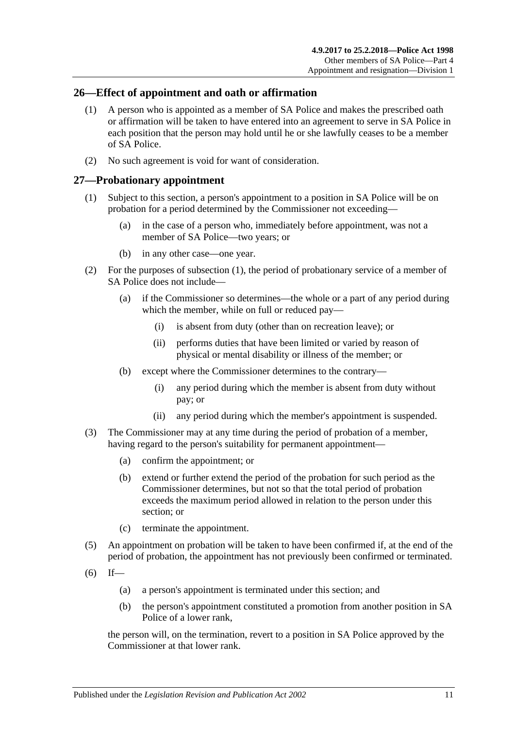## 26—Effect of appointment and oath or affirmation

(1) A person who is appointed as a member of SA Police and makes the prescribed oath or affirmation will be taken to have entered into an agreement to serve in SA Police in each position that the person may hold until he or she lawfully ceases to be a member of SA Police.

(2) No such agreement is void for want of consideration.

## 27—Probationary appointment

(1) Subject to this section, a person's appointment to a position in SA Police will be on probation for a period determined by the Commissioner not exceeding—

- (a) in the case of a person who, immediately before appointment, was not a member of SA Police—two years; or
- (b) in any other case—one year.

(2) For the purposes of subsection (1), the period of probationary service of a member of SA Police does not include—

- (a) if the Commissioner so determines—the whole or a part of any period during which the member, while on full or reduced pay—
  - (i) is absent from duty (other than on recreation leave); or
  - (ii) performs duties that have been limited or varied by reason of physical or mental disability or illness of the member; or
- (b) except where the Commissioner determines to the contrary—
  - (i) any period during which the member is absent from duty without pay; or
  - (ii) any period during which the member's appointment is suspended.

(3) The Commissioner may at any time during the period of probation of a member, having regard to the person's suitability for permanent appointment—

- (a) confirm the appointment; or
- (b) extend or further extend the period of the probation for such period as the Commissioner determines, but not so that the total period of probation exceeds the maximum period allowed in relation to the person under this section; or
- (c) terminate the appointment.

(5) An appointment on probation will be taken to have been confirmed if, at the end of the period of probation, the appointment has not previously been confirmed or terminated.

(6) If—

- (a) a person's appointment is terminated under this section; and
- (b) the person's appointment constituted a promotion from another position in SA Police of a lower rank,

the person will, on the termination, revert to a position in SA Police approved by the Commissioner at that lower rank.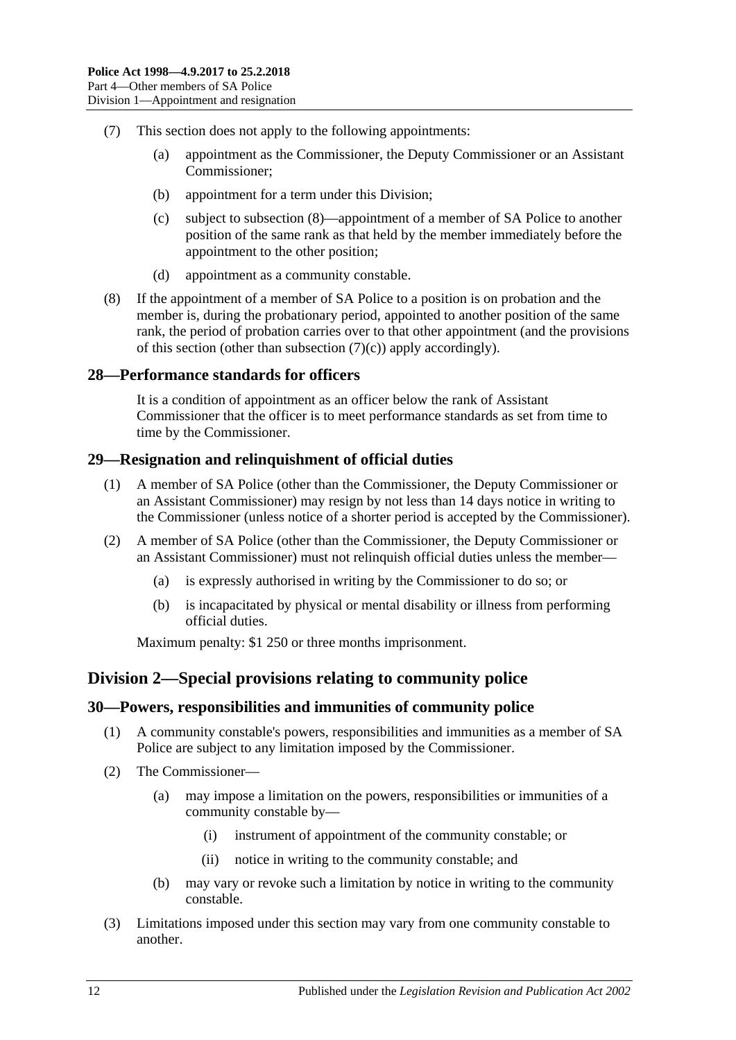(7) This section does not apply to the following appointments:

(a) appointment as the Commissioner, the Deputy Commissioner or an Assistant Commissioner;

(b) appointment for a term under this Division;

(c) subject to subsection (8)—appointment of a member of SA Police to another position of the same rank as that held by the member immediately before the appointment to the other position;

(d) appointment as a community constable.

(8) If the appointment of a member of SA Police to a position is on probation and the member is, during the probationary period, appointed to another position of the same rank, the period of probation carries over to that other appointment (and the provisions of this section (other than subsection (7)(c)) apply accordingly).

### 28—Performance standards for officers

It is a condition of appointment as an officer below the rank of Assistant Commissioner that the officer is to meet performance standards as set from time to time by the Commissioner.

### 29—Resignation and relinquishment of official duties

(1) A member of SA Police (other than the Commissioner, the Deputy Commissioner or an Assistant Commissioner) may resign by not less than 14 days notice in writing to the Commissioner (unless notice of a shorter period is accepted by the Commissioner).

(2) A member of SA Police (other than the Commissioner, the Deputy Commissioner or an Assistant Commissioner) must not relinquish official duties unless the member—

(a) is expressly authorised in writing by the Commissioner to do so; or

(b) is incapacitated by physical or mental disability or illness from performing official duties.

Maximum penalty: $1 250 or three months imprisonment.

## Division 2—Special provisions relating to community police

### 30—Powers, responsibilities and immunities of community police

(1) A community constable's powers, responsibilities and immunities as a member of SA Police are subject to any limitation imposed by the Commissioner.

(2) The Commissioner—

(a) may impose a limitation on the powers, responsibilities or immunities of a community constable by—

(i) instrument of appointment of the community constable; or

(ii) notice in writing to the community constable; and

(b) may vary or revoke such a limitation by notice in writing to the community constable.

(3) Limitations imposed under this section may vary from one community constable to another.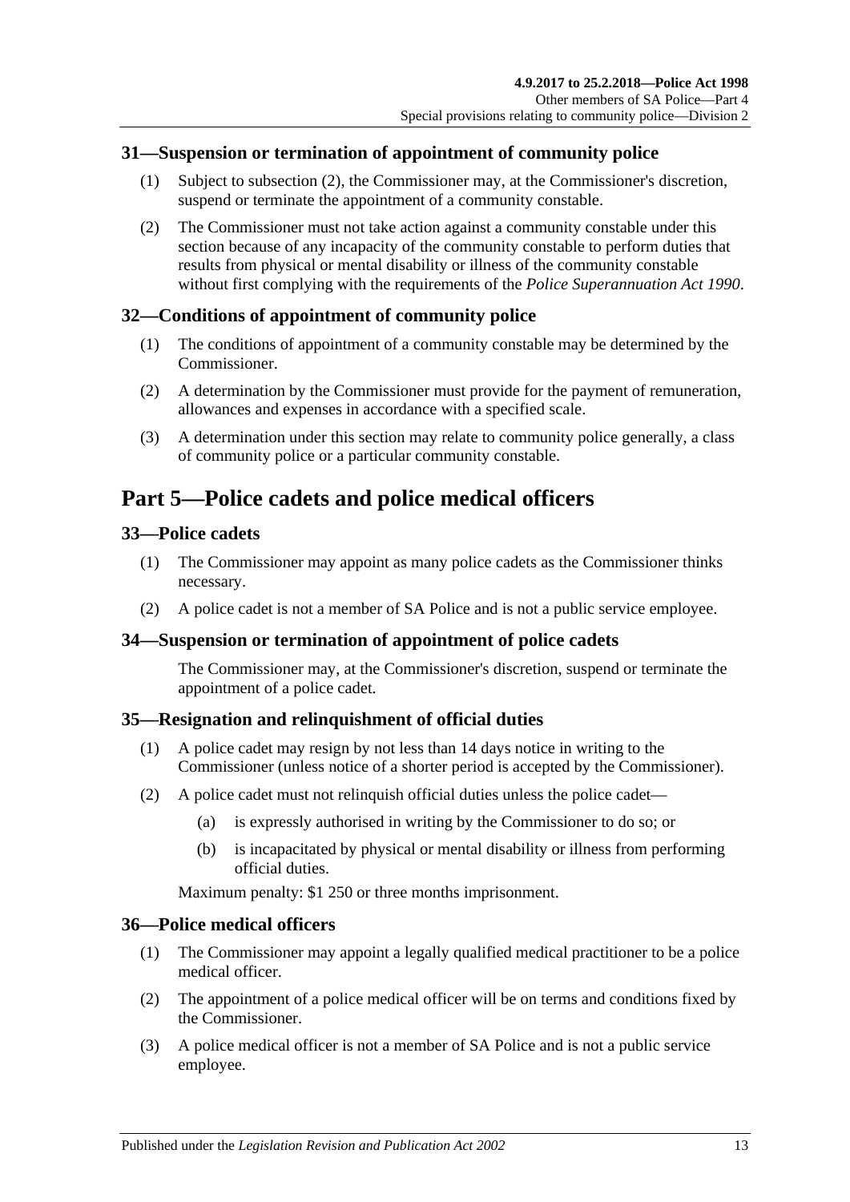### 31—Suspension or termination of appointment of community police

(1) Subject to subsection (2), the Commissioner may, at the Commissioner's discretion, suspend or terminate the appointment of a community constable.

(2) The Commissioner must not take action against a community constable under this section because of any incapacity of the community constable to perform duties that results from physical or mental disability or illness of the community constable without first complying with the requirements of the *Police Superannuation Act 1990*.

### 32—Conditions of appointment of community police

(1) The conditions of appointment of a community constable may be determined by the Commissioner.

(2) A determination by the Commissioner must provide for the payment of remuneration, allowances and expenses in accordance with a specified scale.

(3) A determination under this section may relate to community police generally, a class of community police or a particular community constable.

## Part 5—Police cadets and police medical officers

### 33—Police cadets

(1) The Commissioner may appoint as many police cadets as the Commissioner thinks necessary.

(2) A police cadet is not a member of SA Police and is not a public service employee.

### 34—Suspension or termination of appointment of police cadets

The Commissioner may, at the Commissioner's discretion, suspend or terminate the appointment of a police cadet.

### 35—Resignation and relinquishment of official duties

(1) A police cadet may resign by not less than 14 days notice in writing to the Commissioner (unless notice of a shorter period is accepted by the Commissioner).

(2) A police cadet must not relinquish official duties unless the police cadet—

- (a) is expressly authorised in writing by the Commissioner to do so; or
- (b) is incapacitated by physical or mental disability or illness from performing official duties.

Maximum penalty: $1 250 or three months imprisonment.

### 36—Police medical officers

(1) The Commissioner may appoint a legally qualified medical practitioner to be a police medical officer.

(2) The appointment of a police medical officer will be on terms and conditions fixed by the Commissioner.

(3) A police medical officer is not a member of SA Police and is not a public service employee.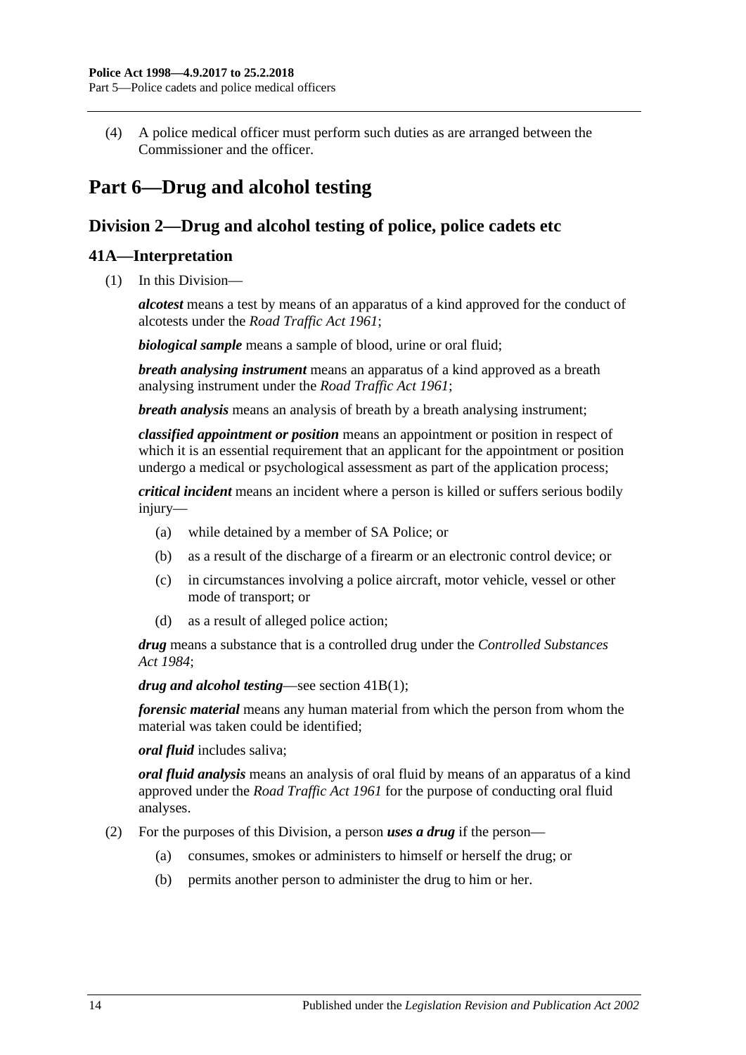(4) A police medical officer must perform such duties as are arranged between the Commissioner and the officer.

# Part 6—Drug and alcohol testing

## Division 2—Drug and alcohol testing of police, police cadets etc

### 41A—Interpretation

(1) In this Division—

***alcotest*** means a test by means of an apparatus of a kind approved for the conduct of alcotests under the *Road Traffic Act 1961*;

***biological sample*** means a sample of blood, urine or oral fluid;

***breath analysing instrument*** means an apparatus of a kind approved as a breath analysing instrument under the *Road Traffic Act 1961*;

***breath analysis*** means an analysis of breath by a breath analysing instrument;

***classified appointment or position*** means an appointment or position in respect of which it is an essential requirement that an applicant for the appointment or position undergo a medical or psychological assessment as part of the application process;

***critical incident*** means an incident where a person is killed or suffers serious bodily injury—

(a) while detained by a member of SA Police; or

(b) as a result of the discharge of a firearm or an electronic control device; or

(c) in circumstances involving a police aircraft, motor vehicle, vessel or other mode of transport; or

(d) as a result of alleged police action;

***drug*** means a substance that is a controlled drug under the *Controlled Substances Act 1984*;

***drug and alcohol testing***—see section 41B(1);

***forensic material*** means any human material from which the person from whom the material was taken could be identified;

***oral fluid*** includes saliva;

***oral fluid analysis*** means an analysis of oral fluid by means of an apparatus of a kind approved under the *Road Traffic Act 1961* for the purpose of conducting oral fluid analyses.

(2) For the purposes of this Division, a person ***uses a drug*** if the person—

(a) consumes, smokes or administers to himself or herself the drug; or

(b) permits another person to administer the drug to him or her.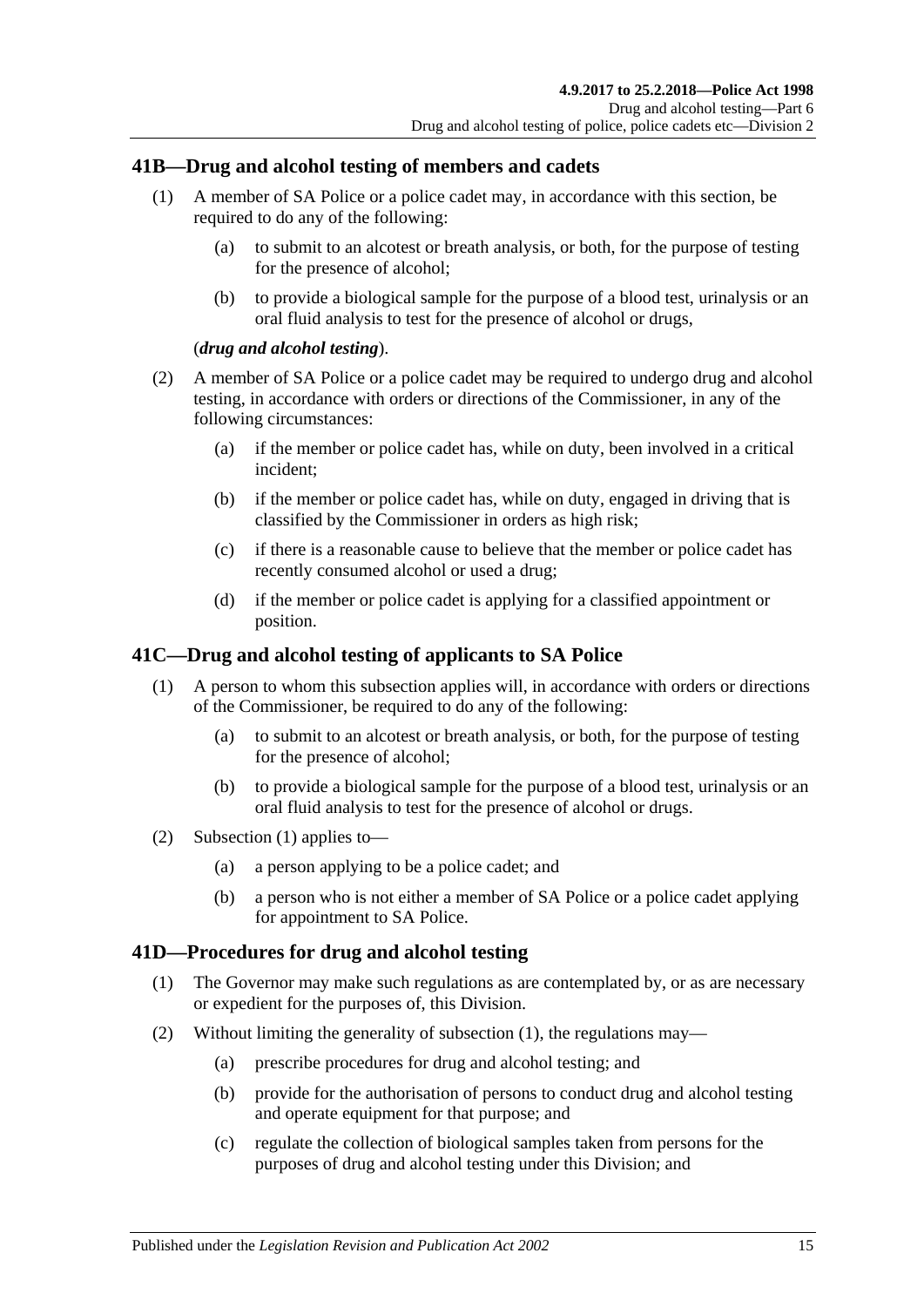## 41B—Drug and alcohol testing of members and cadets

(1) A member of SA Police or a police cadet may, in accordance with this section, be required to do any of the following:

(a) to submit to an alcotest or breath analysis, or both, for the purpose of testing for the presence of alcohol;

(b) to provide a biological sample for the purpose of a blood test, urinalysis or an oral fluid analysis to test for the presence of alcohol or drugs,

(***drug and alcohol testing***).

(2) A member of SA Police or a police cadet may be required to undergo drug and alcohol testing, in accordance with orders or directions of the Commissioner, in any of the following circumstances:

(a) if the member or police cadet has, while on duty, been involved in a critical incident;

(b) if the member or police cadet has, while on duty, engaged in driving that is classified by the Commissioner in orders as high risk;

(c) if there is a reasonable cause to believe that the member or police cadet has recently consumed alcohol or used a drug;

(d) if the member or police cadet is applying for a classified appointment or position.

## 41C—Drug and alcohol testing of applicants to SA Police

(1) A person to whom this subsection applies will, in accordance with orders or directions of the Commissioner, be required to do any of the following:

(a) to submit to an alcotest or breath analysis, or both, for the purpose of testing for the presence of alcohol;

(b) to provide a biological sample for the purpose of a blood test, urinalysis or an oral fluid analysis to test for the presence of alcohol or drugs.

(2) Subsection (1) applies to—

(a) a person applying to be a police cadet; and

(b) a person who is not either a member of SA Police or a police cadet applying for appointment to SA Police.

## 41D—Procedures for drug and alcohol testing

(1) The Governor may make such regulations as are contemplated by, or as are necessary or expedient for the purposes of, this Division.

(2) Without limiting the generality of subsection (1), the regulations may—

(a) prescribe procedures for drug and alcohol testing; and

(b) provide for the authorisation of persons to conduct drug and alcohol testing and operate equipment for that purpose; and

(c) regulate the collection of biological samples taken from persons for the purposes of drug and alcohol testing under this Division; and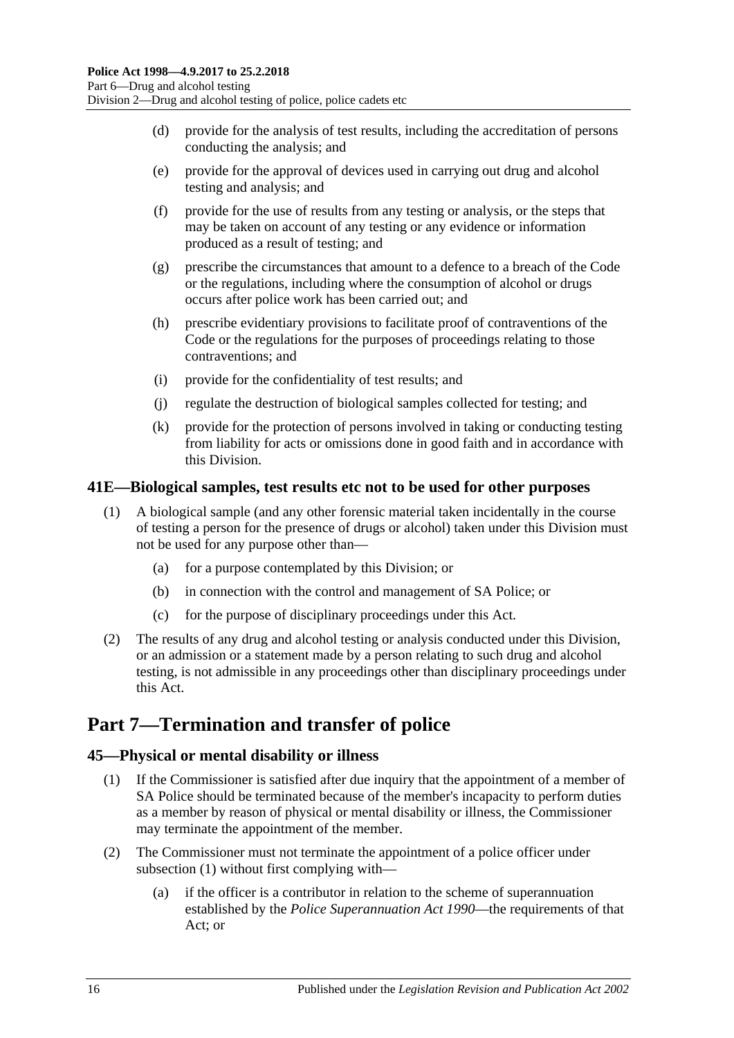(d) provide for the analysis of test results, including the accreditation of persons conducting the analysis; and

(e) provide for the approval of devices used in carrying out drug and alcohol testing and analysis; and

(f) provide for the use of results from any testing or analysis, or the steps that may be taken on account of any testing or any evidence or information produced as a result of testing; and

(g) prescribe the circumstances that amount to a defence to a breach of the Code or the regulations, including where the consumption of alcohol or drugs occurs after police work has been carried out; and

(h) prescribe evidentiary provisions to facilitate proof of contraventions of the Code or the regulations for the purposes of proceedings relating to those contraventions; and

(i) provide for the confidentiality of test results; and

(j) regulate the destruction of biological samples collected for testing; and

(k) provide for the protection of persons involved in taking or conducting testing from liability for acts or omissions done in good faith and in accordance with this Division.

### 41E—Biological samples, test results etc not to be used for other purposes

(1) A biological sample (and any other forensic material taken incidentally in the course of testing a person for the presence of drugs or alcohol) taken under this Division must not be used for any purpose other than—

(a) for a purpose contemplated by this Division; or

(b) in connection with the control and management of SA Police; or

(c) for the purpose of disciplinary proceedings under this Act.

(2) The results of any drug and alcohol testing or analysis conducted under this Division, or an admission or a statement made by a person relating to such drug and alcohol testing, is not admissible in any proceedings other than disciplinary proceedings under this Act.

## Part 7—Termination and transfer of police

### 45—Physical or mental disability or illness

(1) If the Commissioner is satisfied after due inquiry that the appointment of a member of SA Police should be terminated because of the member's incapacity to perform duties as a member by reason of physical or mental disability or illness, the Commissioner may terminate the appointment of the member.

(2) The Commissioner must not terminate the appointment of a police officer under subsection (1) without first complying with—

(a) if the officer is a contributor in relation to the scheme of superannuation established by the *Police Superannuation Act 1990*—the requirements of that Act; or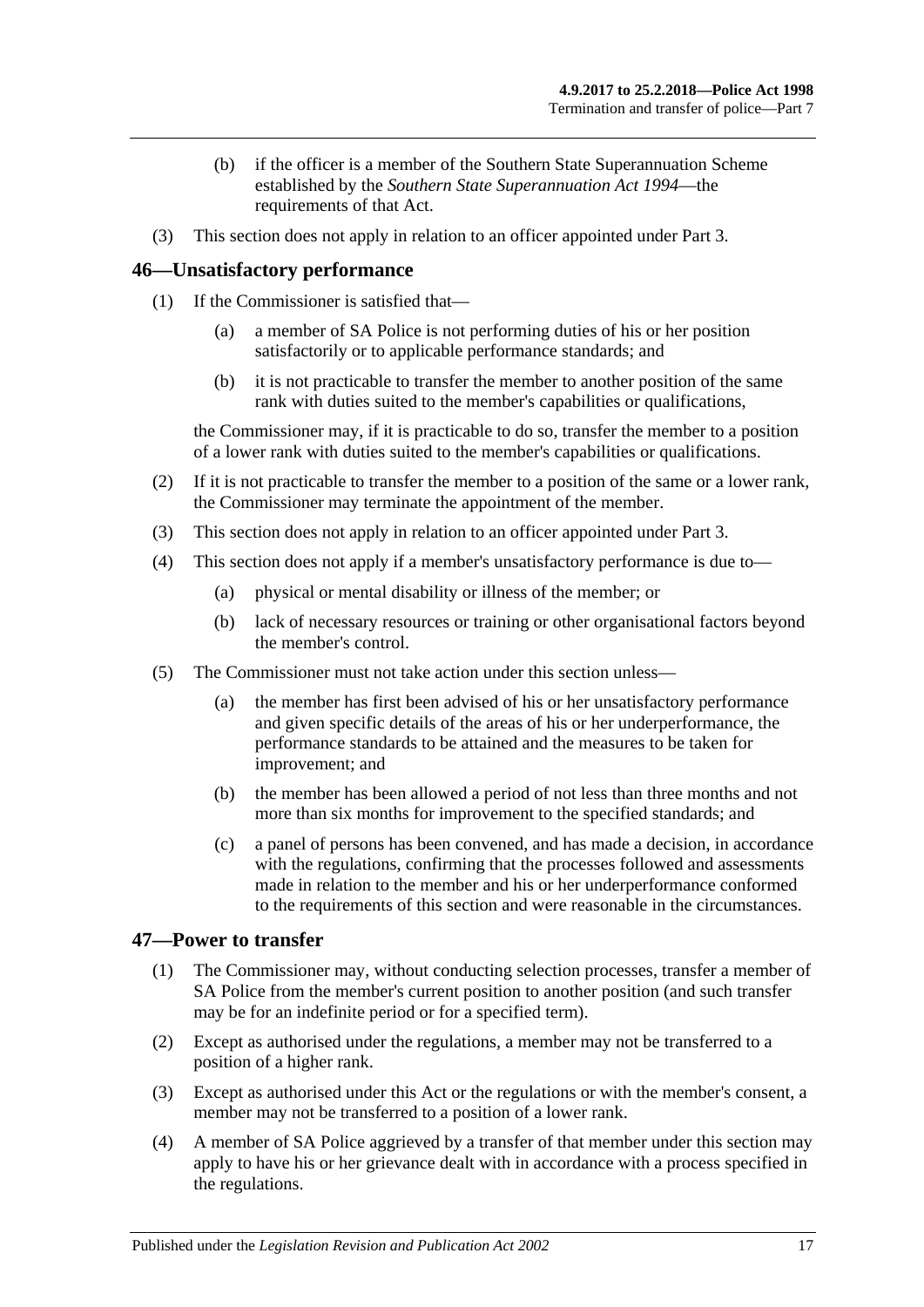(b) if the officer is a member of the Southern State Superannuation Scheme established by the *Southern State Superannuation Act 1994*—the requirements of that Act.

(3) This section does not apply in relation to an officer appointed under Part 3.

## 46—Unsatisfactory performance

(1) If the Commissioner is satisfied that—

(a) a member of SA Police is not performing duties of his or her position satisfactorily or to applicable performance standards; and

(b) it is not practicable to transfer the member to another position of the same rank with duties suited to the member's capabilities or qualifications,

the Commissioner may, if it is practicable to do so, transfer the member to a position of a lower rank with duties suited to the member's capabilities or qualifications.

(2) If it is not practicable to transfer the member to a position of the same or a lower rank, the Commissioner may terminate the appointment of the member.

(3) This section does not apply in relation to an officer appointed under Part 3.

(4) This section does not apply if a member's unsatisfactory performance is due to—

(a) physical or mental disability or illness of the member; or

(b) lack of necessary resources or training or other organisational factors beyond the member's control.

(5) The Commissioner must not take action under this section unless—

(a) the member has first been advised of his or her unsatisfactory performance and given specific details of the areas of his or her underperformance, the performance standards to be attained and the measures to be taken for improvement; and

(b) the member has been allowed a period of not less than three months and not more than six months for improvement to the specified standards; and

(c) a panel of persons has been convened, and has made a decision, in accordance with the regulations, confirming that the processes followed and assessments made in relation to the member and his or her underperformance conformed to the requirements of this section and were reasonable in the circumstances.

## 47—Power to transfer

(1) The Commissioner may, without conducting selection processes, transfer a member of SA Police from the member's current position to another position (and such transfer may be for an indefinite period or for a specified term).

(2) Except as authorised under the regulations, a member may not be transferred to a position of a higher rank.

(3) Except as authorised under this Act or the regulations or with the member's consent, a member may not be transferred to a position of a lower rank.

(4) A member of SA Police aggrieved by a transfer of that member under this section may apply to have his or her grievance dealt with in accordance with a process specified in the regulations.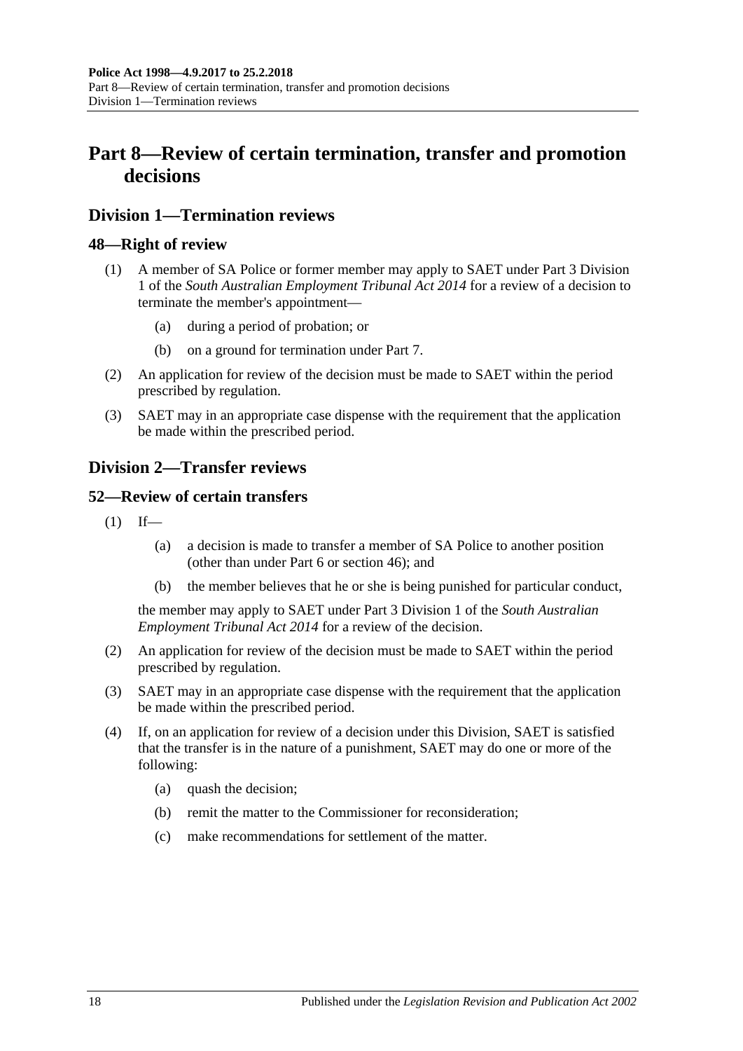# Part 8—Review of certain termination, transfer and promotion decisions

## Division 1—Termination reviews

### 48—Right of review

(1) A member of SA Police or former member may apply to SAET under Part 3 Division 1 of the *South Australian Employment Tribunal Act 2014* for a review of a decision to terminate the member's appointment—

- (a) during a period of probation; or
- (b) on a ground for termination under Part 7.

(2) An application for review of the decision must be made to SAET within the period prescribed by regulation.

(3) SAET may in an appropriate case dispense with the requirement that the application be made within the prescribed period.

## Division 2—Transfer reviews

### 52—Review of certain transfers

(1) If—

- (a) a decision is made to transfer a member of SA Police to another position (other than under Part 6 or section 46); and
- (b) the member believes that he or she is being punished for particular conduct,

the member may apply to SAET under Part 3 Division 1 of the *South Australian Employment Tribunal Act 2014* for a review of the decision.

(2) An application for review of the decision must be made to SAET within the period prescribed by regulation.

(3) SAET may in an appropriate case dispense with the requirement that the application be made within the prescribed period.

(4) If, on an application for review of a decision under this Division, SAET is satisfied that the transfer is in the nature of a punishment, SAET may do one or more of the following:

- (a) quash the decision;
- (b) remit the matter to the Commissioner for reconsideration;
- (c) make recommendations for settlement of the matter.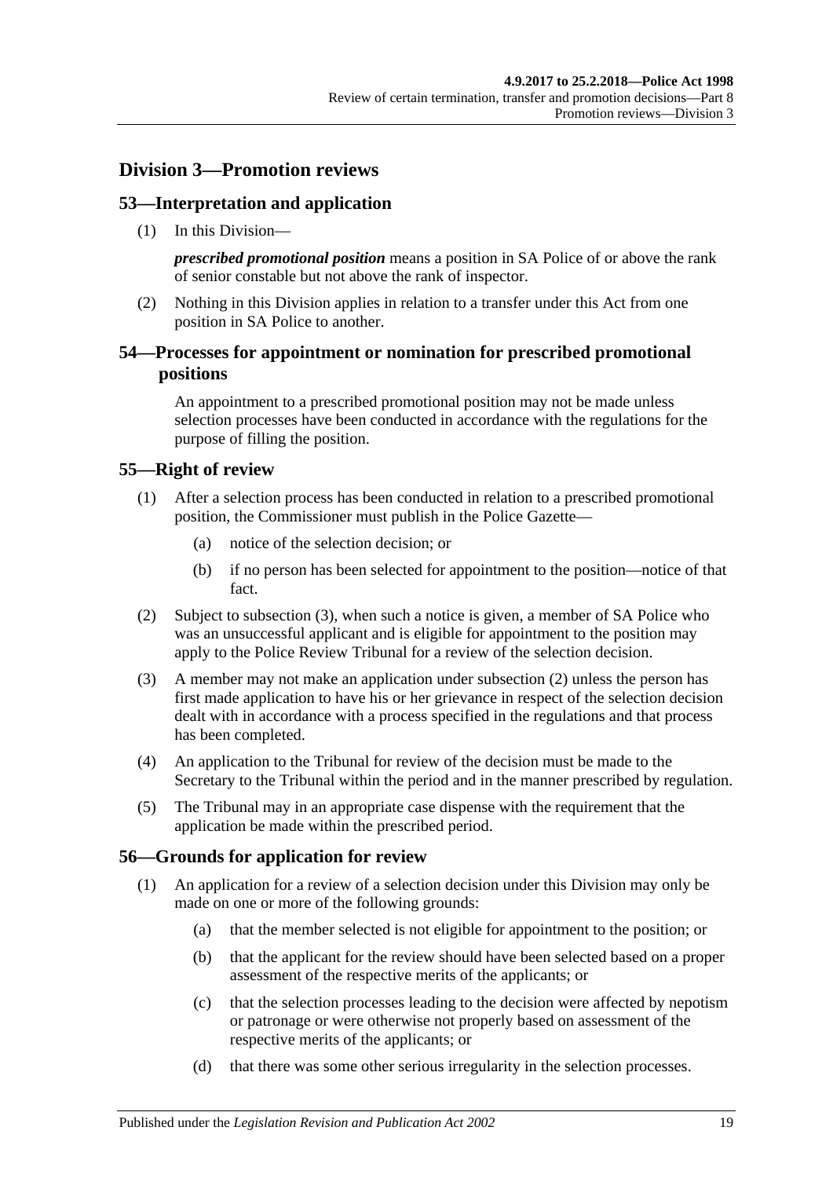## Division 3—Promotion reviews

### 53—Interpretation and application

(1) In this Division—

***prescribed promotional position*** means a position in SA Police of or above the rank of senior constable but not above the rank of inspector.

(2) Nothing in this Division applies in relation to a transfer under this Act from one position in SA Police to another.

### 54—Processes for appointment or nomination for prescribed promotional positions

An appointment to a prescribed promotional position may not be made unless selection processes have been conducted in accordance with the regulations for the purpose of filling the position.

### 55—Right of review

(1) After a selection process has been conducted in relation to a prescribed promotional position, the Commissioner must publish in the Police Gazette—

- (a) notice of the selection decision; or
- (b) if no person has been selected for appointment to the position—notice of that fact.

(2) Subject to subsection (3), when such a notice is given, a member of SA Police who was an unsuccessful applicant and is eligible for appointment to the position may apply to the Police Review Tribunal for a review of the selection decision.

(3) A member may not make an application under subsection (2) unless the person has first made application to have his or her grievance in respect of the selection decision dealt with in accordance with a process specified in the regulations and that process has been completed.

(4) An application to the Tribunal for review of the decision must be made to the Secretary to the Tribunal within the period and in the manner prescribed by regulation.

(5) The Tribunal may in an appropriate case dispense with the requirement that the application be made within the prescribed period.

### 56—Grounds for application for review

(1) An application for a review of a selection decision under this Division may only be made on one or more of the following grounds:

- (a) that the member selected is not eligible for appointment to the position; or
- (b) that the applicant for the review should have been selected based on a proper assessment of the respective merits of the applicants; or
- (c) that the selection processes leading to the decision were affected by nepotism or patronage or were otherwise not properly based on assessment of the respective merits of the applicants; or
- (d) that there was some other serious irregularity in the selection processes.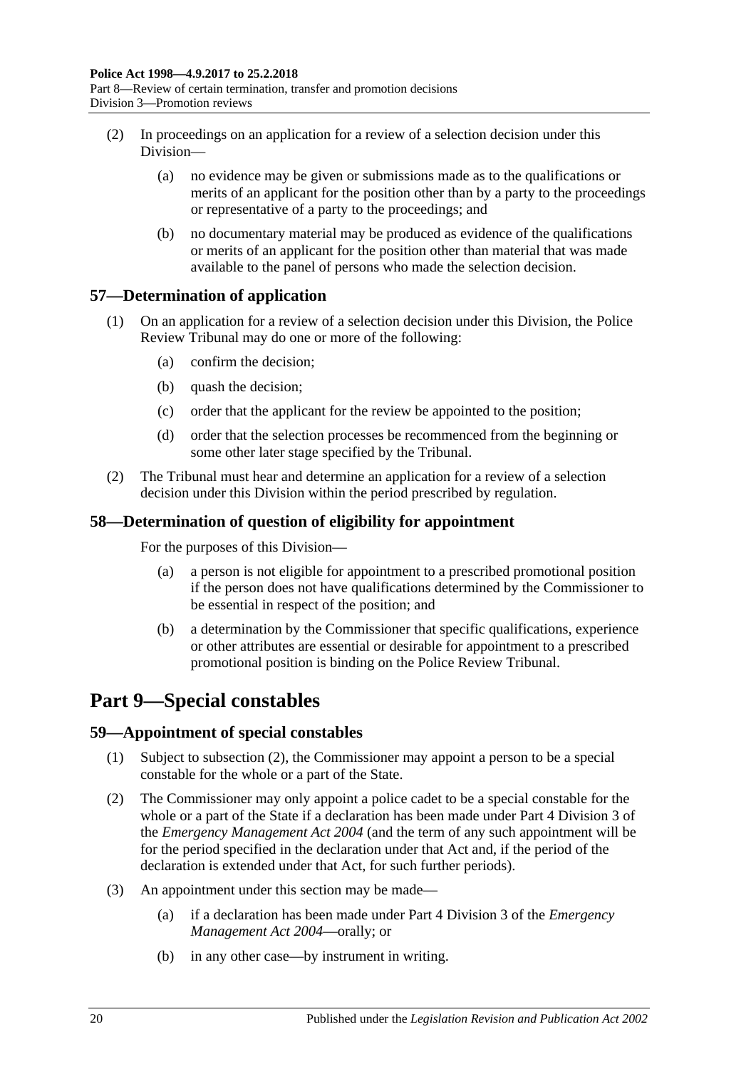(2) In proceedings on an application for a review of a selection decision under this Division—

(a) no evidence may be given or submissions made as to the qualifications or merits of an applicant for the position other than by a party to the proceedings or representative of a party to the proceedings; and

(b) no documentary material may be produced as evidence of the qualifications or merits of an applicant for the position other than material that was made available to the panel of persons who made the selection decision.

### 57—Determination of application

(1) On an application for a review of a selection decision under this Division, the Police Review Tribunal may do one or more of the following:

(a) confirm the decision;

(b) quash the decision;

(c) order that the applicant for the review be appointed to the position;

(d) order that the selection processes be recommenced from the beginning or some other later stage specified by the Tribunal.

(2) The Tribunal must hear and determine an application for a review of a selection decision under this Division within the period prescribed by regulation.

### 58—Determination of question of eligibility for appointment

For the purposes of this Division—

(a) a person is not eligible for appointment to a prescribed promotional position if the person does not have qualifications determined by the Commissioner to be essential in respect of the position; and

(b) a determination by the Commissioner that specific qualifications, experience or other attributes are essential or desirable for appointment to a prescribed promotional position is binding on the Police Review Tribunal.

## Part 9—Special constables

### 59—Appointment of special constables

(1) Subject to subsection (2), the Commissioner may appoint a person to be a special constable for the whole or a part of the State.

(2) The Commissioner may only appoint a police cadet to be a special constable for the whole or a part of the State if a declaration has been made under Part 4 Division 3 of the *Emergency Management Act 2004* (and the term of any such appointment will be for the period specified in the declaration under that Act and, if the period of the declaration is extended under that Act, for such further periods).

(3) An appointment under this section may be made—

(a) if a declaration has been made under Part 4 Division 3 of the *Emergency Management Act 2004*—orally; or

(b) in any other case—by instrument in writing.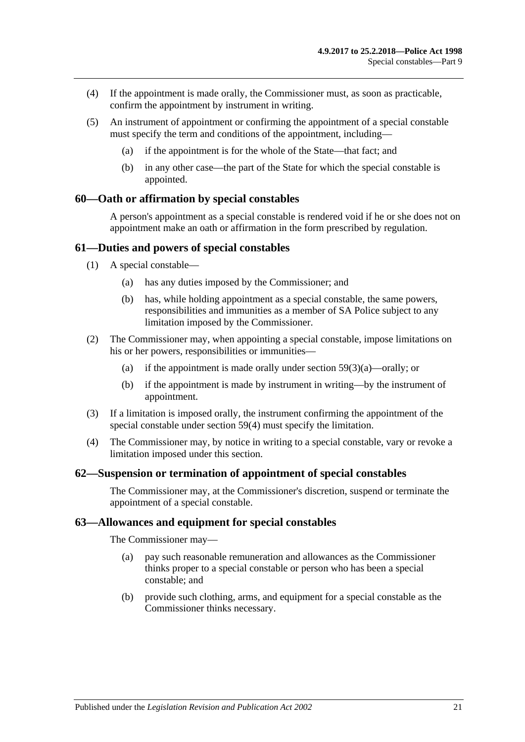(4) If the appointment is made orally, the Commissioner must, as soon as practicable, confirm the appointment by instrument in writing.

(5) An instrument of appointment or confirming the appointment of a special constable must specify the term and conditions of the appointment, including—

(a) if the appointment is for the whole of the State—that fact; and

(b) in any other case—the part of the State for which the special constable is appointed.

## 60—Oath or affirmation by special constables

A person's appointment as a special constable is rendered void if he or she does not on appointment make an oath or affirmation in the form prescribed by regulation.

## 61—Duties and powers of special constables

(1) A special constable—

(a) has any duties imposed by the Commissioner; and

(b) has, while holding appointment as a special constable, the same powers, responsibilities and immunities as a member of SA Police subject to any limitation imposed by the Commissioner.

(2) The Commissioner may, when appointing a special constable, impose limitations on his or her powers, responsibilities or immunities—

(a) if the appointment is made orally under section 59(3)(a)—orally; or

(b) if the appointment is made by instrument in writing—by the instrument of appointment.

(3) If a limitation is imposed orally, the instrument confirming the appointment of the special constable under section 59(4) must specify the limitation.

(4) The Commissioner may, by notice in writing to a special constable, vary or revoke a limitation imposed under this section.

## 62—Suspension or termination of appointment of special constables

The Commissioner may, at the Commissioner's discretion, suspend or terminate the appointment of a special constable.

## 63—Allowances and equipment for special constables

The Commissioner may—

(a) pay such reasonable remuneration and allowances as the Commissioner thinks proper to a special constable or person who has been a special constable; and

(b) provide such clothing, arms, and equipment for a special constable as the Commissioner thinks necessary.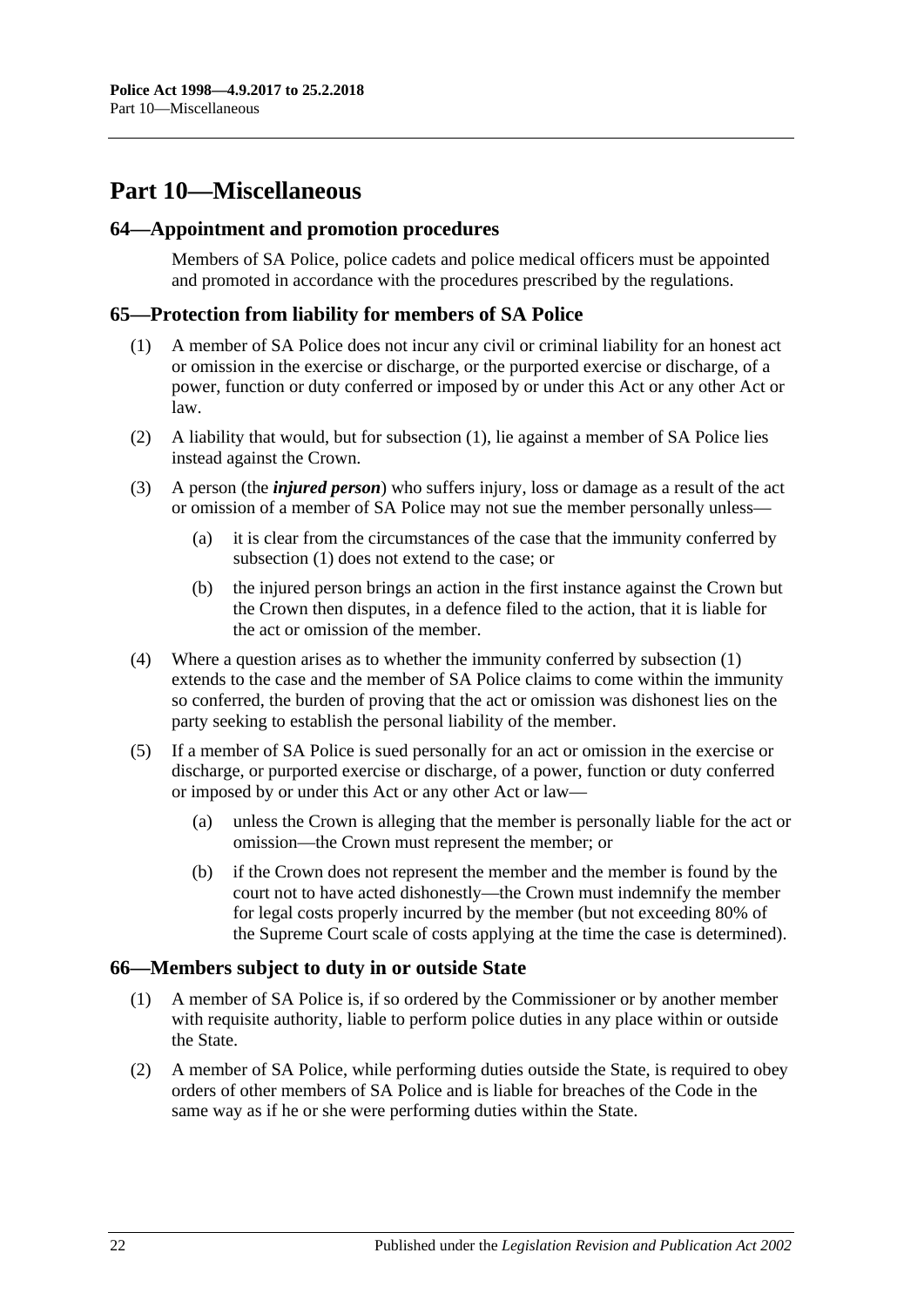# Part 10—Miscellaneous

## 64—Appointment and promotion procedures

Members of SA Police, police cadets and police medical officers must be appointed and promoted in accordance with the procedures prescribed by the regulations.

## 65—Protection from liability for members of SA Police

(1) A member of SA Police does not incur any civil or criminal liability for an honest act or omission in the exercise or discharge, or the purported exercise or discharge, of a power, function or duty conferred or imposed by or under this Act or any other Act or law.

(2) A liability that would, but for subsection (1), lie against a member of SA Police lies instead against the Crown.

(3) A person (the ***injured person***) who suffers injury, loss or damage as a result of the act or omission of a member of SA Police may not sue the member personally unless—

- (a) it is clear from the circumstances of the case that the immunity conferred by subsection (1) does not extend to the case; or
- (b) the injured person brings an action in the first instance against the Crown but the Crown then disputes, in a defence filed to the action, that it is liable for the act or omission of the member.

(4) Where a question arises as to whether the immunity conferred by subsection (1) extends to the case and the member of SA Police claims to come within the immunity so conferred, the burden of proving that the act or omission was dishonest lies on the party seeking to establish the personal liability of the member.

(5) If a member of SA Police is sued personally for an act or omission in the exercise or discharge, or purported exercise or discharge, of a power, function or duty conferred or imposed by or under this Act or any other Act or law—

- (a) unless the Crown is alleging that the member is personally liable for the act or omission—the Crown must represent the member; or
- (b) if the Crown does not represent the member and the member is found by the court not to have acted dishonestly—the Crown must indemnify the member for legal costs properly incurred by the member (but not exceeding 80% of the Supreme Court scale of costs applying at the time the case is determined).

## 66—Members subject to duty in or outside State

(1) A member of SA Police is, if so ordered by the Commissioner or by another member with requisite authority, liable to perform police duties in any place within or outside the State.

(2) A member of SA Police, while performing duties outside the State, is required to obey orders of other members of SA Police and is liable for breaches of the Code in the same way as if he or she were performing duties within the State.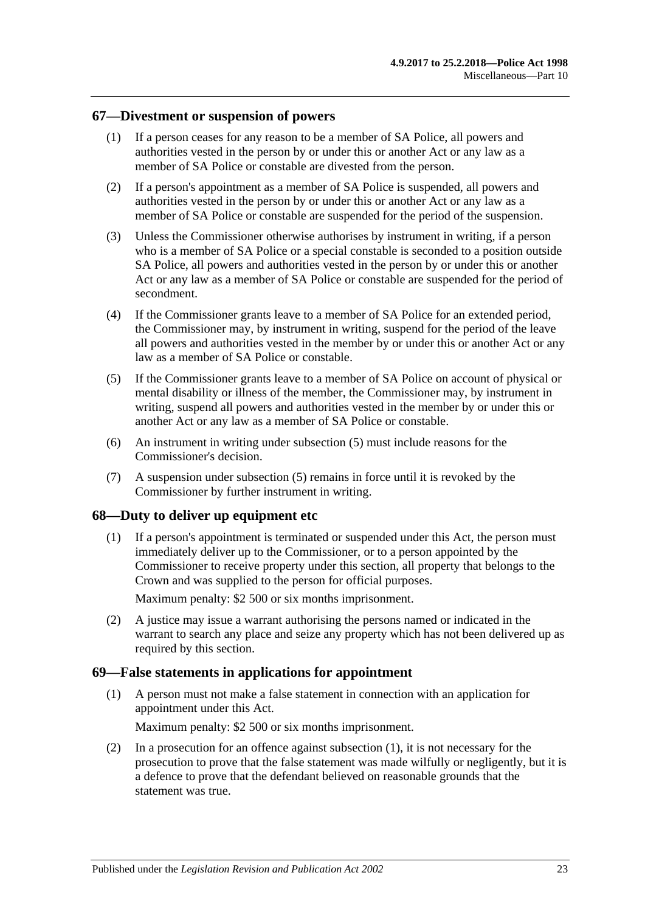## 67—Divestment or suspension of powers

(1) If a person ceases for any reason to be a member of SA Police, all powers and authorities vested in the person by or under this or another Act or any law as a member of SA Police or constable are divested from the person.

(2) If a person's appointment as a member of SA Police is suspended, all powers and authorities vested in the person by or under this or another Act or any law as a member of SA Police or constable are suspended for the period of the suspension.

(3) Unless the Commissioner otherwise authorises by instrument in writing, if a person who is a member of SA Police or a special constable is seconded to a position outside SA Police, all powers and authorities vested in the person by or under this or another Act or any law as a member of SA Police or constable are suspended for the period of secondment.

(4) If the Commissioner grants leave to a member of SA Police for an extended period, the Commissioner may, by instrument in writing, suspend for the period of the leave all powers and authorities vested in the member by or under this or another Act or any law as a member of SA Police or constable.

(5) If the Commissioner grants leave to a member of SA Police on account of physical or mental disability or illness of the member, the Commissioner may, by instrument in writing, suspend all powers and authorities vested in the member by or under this or another Act or any law as a member of SA Police or constable.

(6) An instrument in writing under subsection (5) must include reasons for the Commissioner's decision.

(7) A suspension under subsection (5) remains in force until it is revoked by the Commissioner by further instrument in writing.

## 68—Duty to deliver up equipment etc

(1) If a person's appointment is terminated or suspended under this Act, the person must immediately deliver up to the Commissioner, or to a person appointed by the Commissioner to receive property under this section, all property that belongs to the Crown and was supplied to the person for official purposes.

Maximum penalty: $2 500 or six months imprisonment.

(2) A justice may issue a warrant authorising the persons named or indicated in the warrant to search any place and seize any property which has not been delivered up as required by this section.

## 69—False statements in applications for appointment

(1) A person must not make a false statement in connection with an application for appointment under this Act.

Maximum penalty: $2 500 or six months imprisonment.

(2) In a prosecution for an offence against subsection (1), it is not necessary for the prosecution to prove that the false statement was made wilfully or negligently, but it is a defence to prove that the defendant believed on reasonable grounds that the statement was true.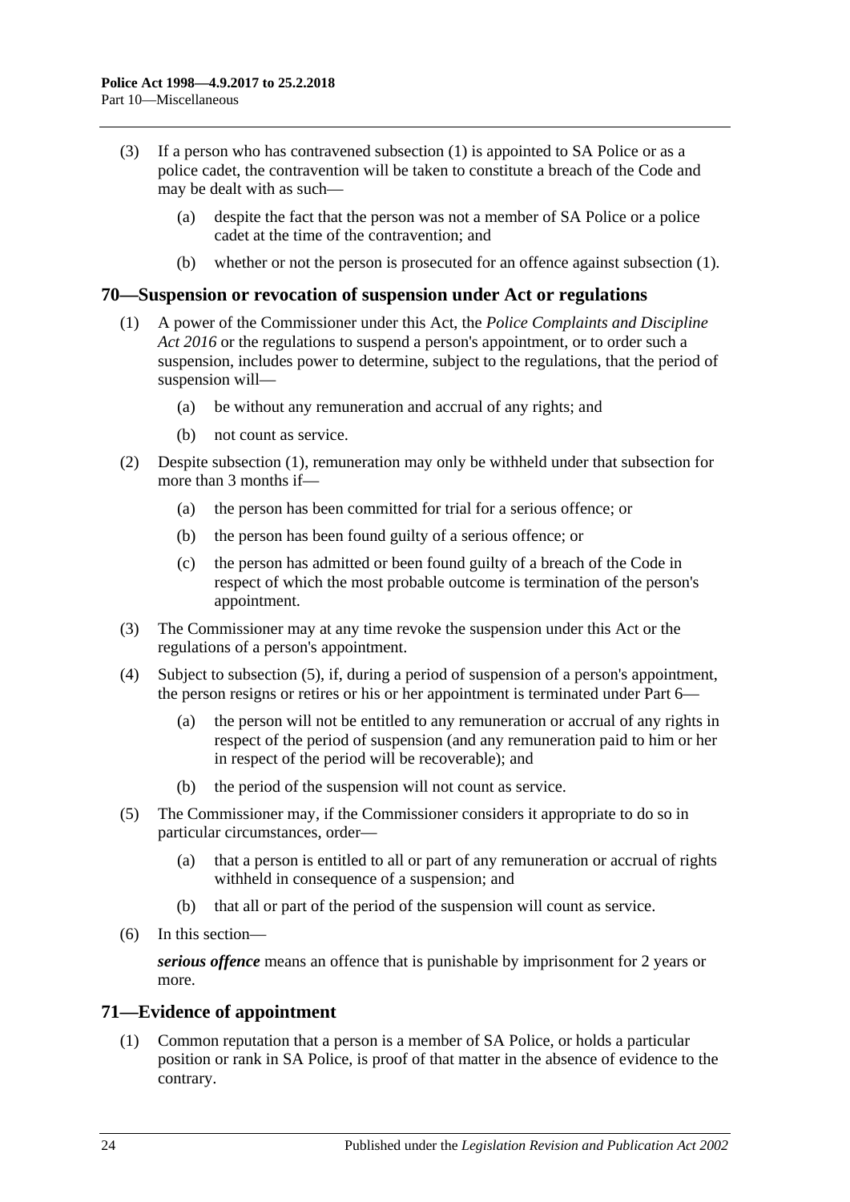(3) If a person who has contravened subsection (1) is appointed to SA Police or as a police cadet, the contravention will be taken to constitute a breach of the Code and may be dealt with as such—

(a) despite the fact that the person was not a member of SA Police or a police cadet at the time of the contravention; and

(b) whether or not the person is prosecuted for an offence against subsection (1).

## 70—Suspension or revocation of suspension under Act or regulations

(1) A power of the Commissioner under this Act, the *Police Complaints and Discipline Act 2016* or the regulations to suspend a person's appointment, or to order such a suspension, includes power to determine, subject to the regulations, that the period of suspension will—

(a) be without any remuneration and accrual of any rights; and

(b) not count as service.

(2) Despite subsection (1), remuneration may only be withheld under that subsection for more than 3 months if—

(a) the person has been committed for trial for a serious offence; or

(b) the person has been found guilty of a serious offence; or

(c) the person has admitted or been found guilty of a breach of the Code in respect of which the most probable outcome is termination of the person's appointment.

(3) The Commissioner may at any time revoke the suspension under this Act or the regulations of a person's appointment.

(4) Subject to subsection (5), if, during a period of suspension of a person's appointment, the person resigns or retires or his or her appointment is terminated under Part 6—

(a) the person will not be entitled to any remuneration or accrual of any rights in respect of the period of suspension (and any remuneration paid to him or her in respect of the period will be recoverable); and

(b) the period of the suspension will not count as service.

(5) The Commissioner may, if the Commissioner considers it appropriate to do so in particular circumstances, order—

(a) that a person is entitled to all or part of any remuneration or accrual of rights withheld in consequence of a suspension; and

(b) that all or part of the period of the suspension will count as service.

(6) In this section—

***serious offence*** means an offence that is punishable by imprisonment for 2 years or more.

## 71—Evidence of appointment

(1) Common reputation that a person is a member of SA Police, or holds a particular position or rank in SA Police, is proof of that matter in the absence of evidence to the contrary.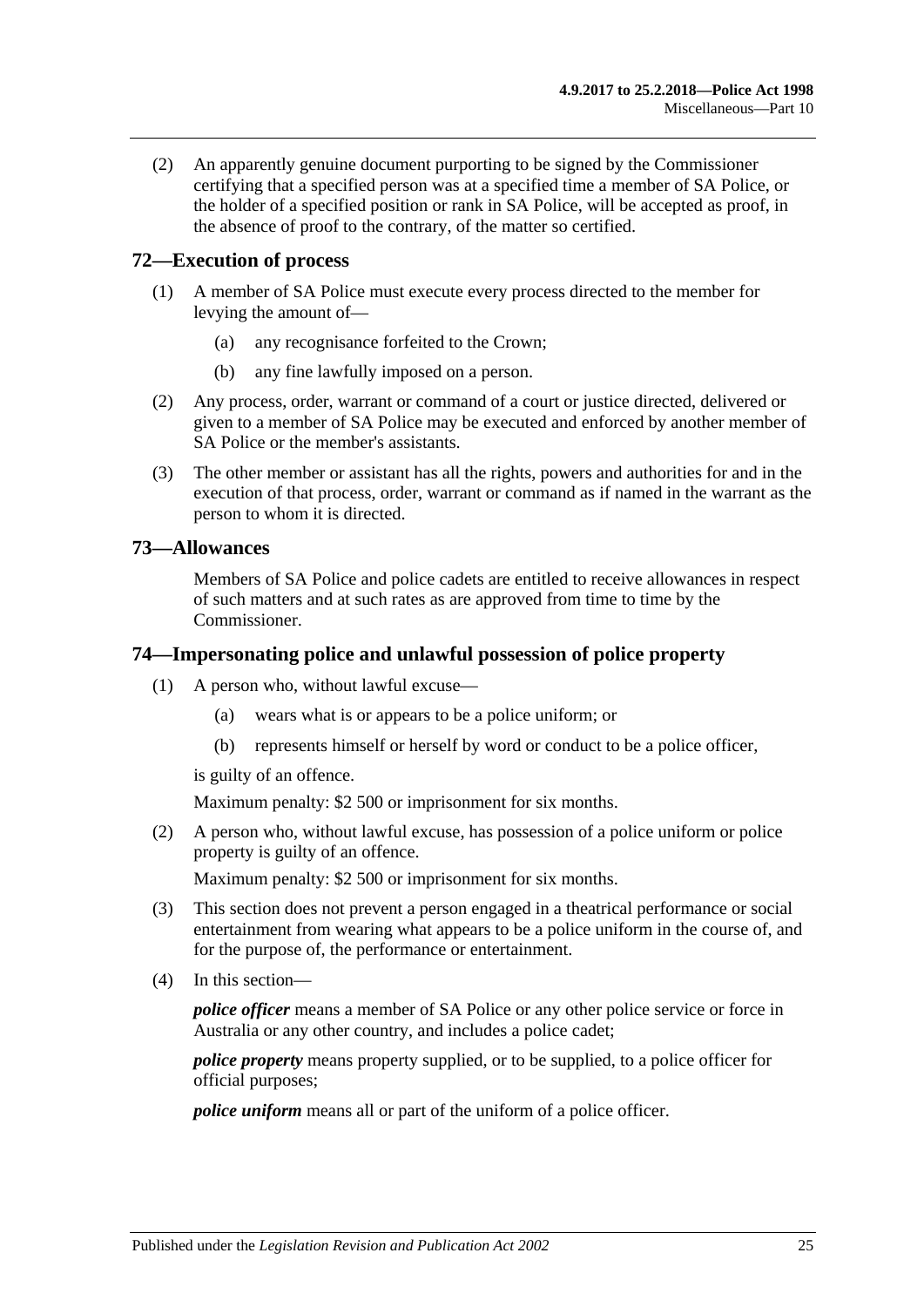(2) An apparently genuine document purporting to be signed by the Commissioner certifying that a specified person was at a specified time a member of SA Police, or the holder of a specified position or rank in SA Police, will be accepted as proof, in the absence of proof to the contrary, of the matter so certified.

## 72—Execution of process

(1) A member of SA Police must execute every process directed to the member for levying the amount of—

(a) any recognisance forfeited to the Crown;

(b) any fine lawfully imposed on a person.

(2) Any process, order, warrant or command of a court or justice directed, delivered or given to a member of SA Police may be executed and enforced by another member of SA Police or the member's assistants.

(3) The other member or assistant has all the rights, powers and authorities for and in the execution of that process, order, warrant or command as if named in the warrant as the person to whom it is directed.

## 73—Allowances

Members of SA Police and police cadets are entitled to receive allowances in respect of such matters and at such rates as are approved from time to time by the Commissioner.

## 74—Impersonating police and unlawful possession of police property

(1) A person who, without lawful excuse—

(a) wears what is or appears to be a police uniform; or

(b) represents himself or herself by word or conduct to be a police officer,

is guilty of an offence.

Maximum penalty: $2 500 or imprisonment for six months.

(2) A person who, without lawful excuse, has possession of a police uniform or police property is guilty of an offence.

Maximum penalty: $2 500 or imprisonment for six months.

(3) This section does not prevent a person engaged in a theatrical performance or social entertainment from wearing what appears to be a police uniform in the course of, and for the purpose of, the performance or entertainment.

(4) In this section—

***police officer*** means a member of SA Police or any other police service or force in Australia or any other country, and includes a police cadet;

***police property*** means property supplied, or to be supplied, to a police officer for official purposes;

***police uniform*** means all or part of the uniform of a police officer.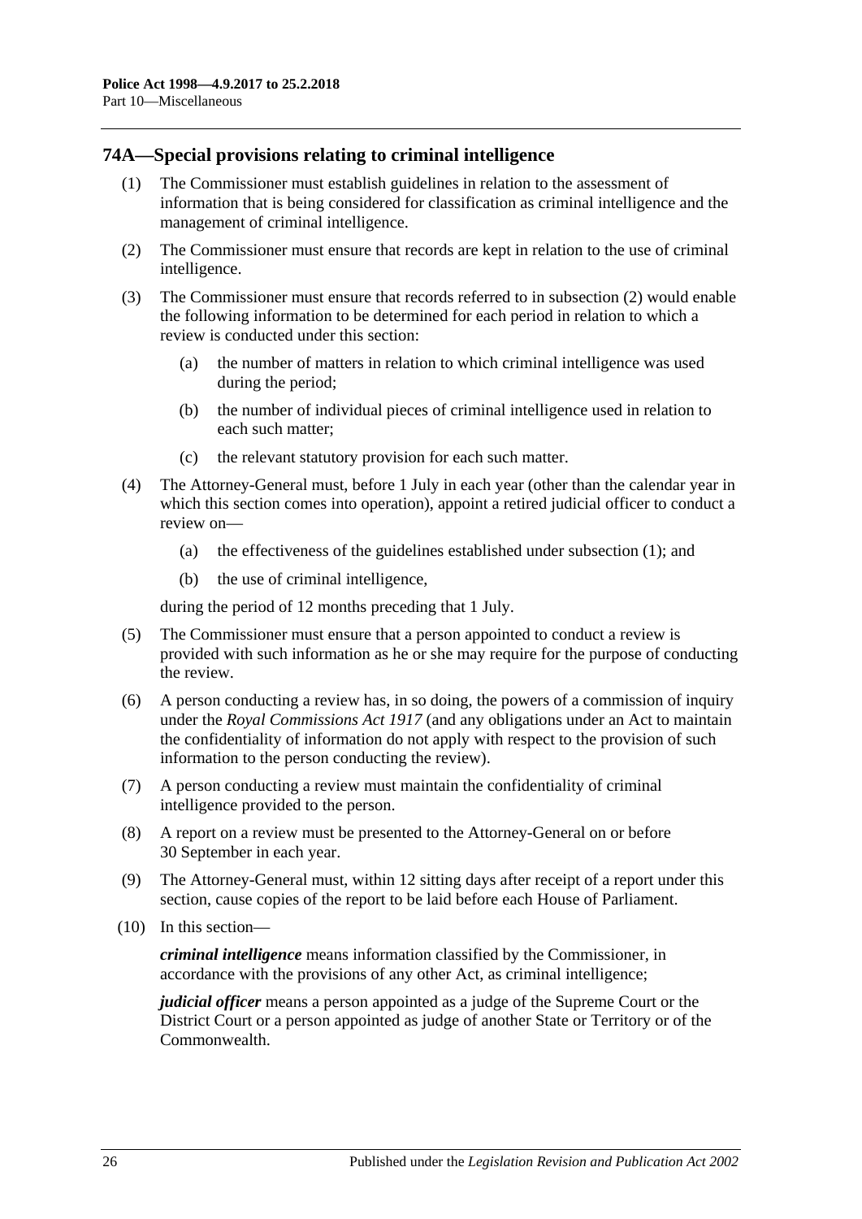## 74A—Special provisions relating to criminal intelligence

(1) The Commissioner must establish guidelines in relation to the assessment of information that is being considered for classification as criminal intelligence and the management of criminal intelligence.

(2) The Commissioner must ensure that records are kept in relation to the use of criminal intelligence.

(3) The Commissioner must ensure that records referred to in subsection (2) would enable the following information to be determined for each period in relation to which a review is conducted under this section:

- (a) the number of matters in relation to which criminal intelligence was used during the period;
- (b) the number of individual pieces of criminal intelligence used in relation to each such matter;
- (c) the relevant statutory provision for each such matter.

(4) The Attorney-General must, before 1 July in each year (other than the calendar year in which this section comes into operation), appoint a retired judicial officer to conduct a review on—

- (a) the effectiveness of the guidelines established under subsection (1); and
- (b) the use of criminal intelligence,

during the period of 12 months preceding that 1 July.

(5) The Commissioner must ensure that a person appointed to conduct a review is provided with such information as he or she may require for the purpose of conducting the review.

(6) A person conducting a review has, in so doing, the powers of a commission of inquiry under the *Royal Commissions Act 1917* (and any obligations under an Act to maintain the confidentiality of information do not apply with respect to the provision of such information to the person conducting the review).

(7) A person conducting a review must maintain the confidentiality of criminal intelligence provided to the person.

(8) A report on a review must be presented to the Attorney-General on or before 30 September in each year.

(9) The Attorney-General must, within 12 sitting days after receipt of a report under this section, cause copies of the report to be laid before each House of Parliament.

(10) In this section—

***criminal intelligence*** means information classified by the Commissioner, in accordance with the provisions of any other Act, as criminal intelligence;

***judicial officer*** means a person appointed as a judge of the Supreme Court or the District Court or a person appointed as judge of another State or Territory or of the Commonwealth.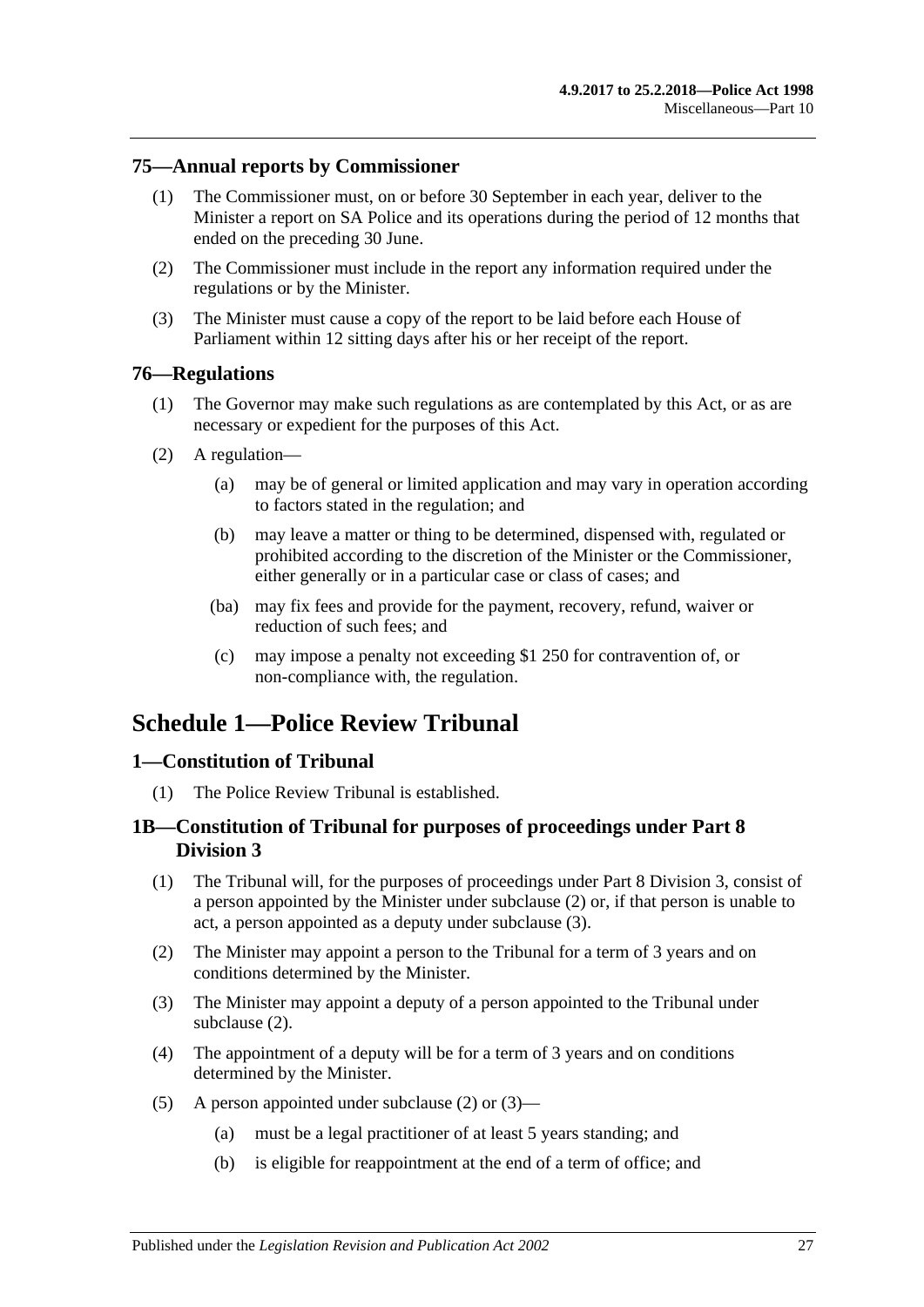## 75—Annual reports by Commissioner

(1) The Commissioner must, on or before 30 September in each year, deliver to the Minister a report on SA Police and its operations during the period of 12 months that ended on the preceding 30 June.

(2) The Commissioner must include in the report any information required under the regulations or by the Minister.

(3) The Minister must cause a copy of the report to be laid before each House of Parliament within 12 sitting days after his or her receipt of the report.

## 76—Regulations

(1) The Governor may make such regulations as are contemplated by this Act, or as are necessary or expedient for the purposes of this Act.

(2) A regulation—

(a) may be of general or limited application and may vary in operation according to factors stated in the regulation; and

(b) may leave a matter or thing to be determined, dispensed with, regulated or prohibited according to the discretion of the Minister or the Commissioner, either generally or in a particular case or class of cases; and

(ba) may fix fees and provide for the payment, recovery, refund, waiver or reduction of such fees; and

(c) may impose a penalty not exceeding $1 250 for contravention of, or non-compliance with, the regulation.

# Schedule 1—Police Review Tribunal

## 1—Constitution of Tribunal

(1) The Police Review Tribunal is established.

## 1B—Constitution of Tribunal for purposes of proceedings under Part 8 Division 3

(1) The Tribunal will, for the purposes of proceedings under Part 8 Division 3, consist of a person appointed by the Minister under subclause (2) or, if that person is unable to act, a person appointed as a deputy under subclause (3).

(2) The Minister may appoint a person to the Tribunal for a term of 3 years and on conditions determined by the Minister.

(3) The Minister may appoint a deputy of a person appointed to the Tribunal under subclause (2).

(4) The appointment of a deputy will be for a term of 3 years and on conditions determined by the Minister.

(5) A person appointed under subclause (2) or (3)—

(a) must be a legal practitioner of at least 5 years standing; and

(b) is eligible for reappointment at the end of a term of office; and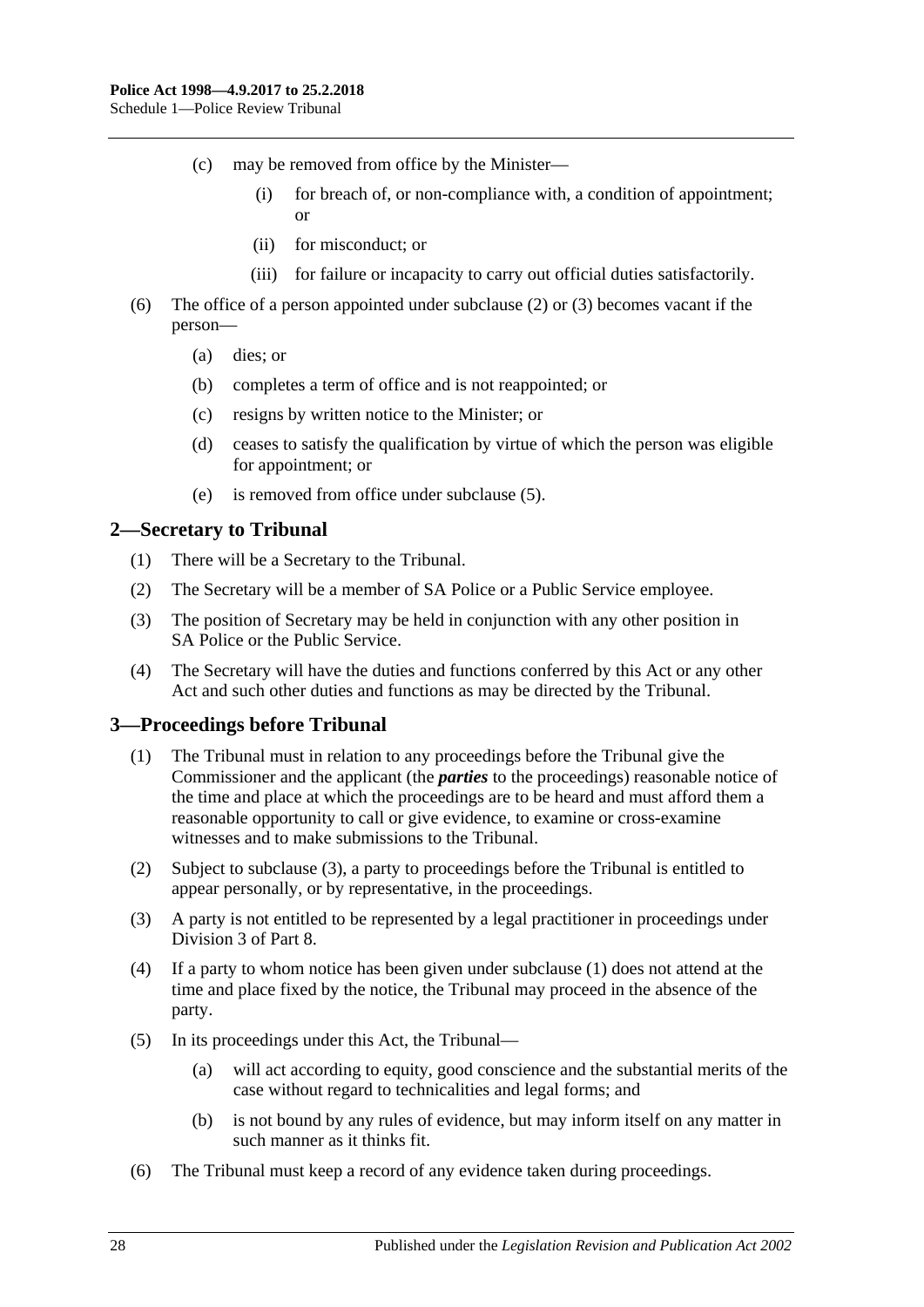(c) may be removed from office by the Minister—

(i) for breach of, or non-compliance with, a condition of appointment; or

(ii) for misconduct; or

(iii) for failure or incapacity to carry out official duties satisfactorily.

(6) The office of a person appointed under subclause (2) or (3) becomes vacant if the person—

(a) dies; or

(b) completes a term of office and is not reappointed; or

(c) resigns by written notice to the Minister; or

(d) ceases to satisfy the qualification by virtue of which the person was eligible for appointment; or

(e) is removed from office under subclause (5).

## 2—Secretary to Tribunal

(1) There will be a Secretary to the Tribunal.

(2) The Secretary will be a member of SA Police or a Public Service employee.

(3) The position of Secretary may be held in conjunction with any other position in SA Police or the Public Service.

(4) The Secretary will have the duties and functions conferred by this Act or any other Act and such other duties and functions as may be directed by the Tribunal.

## 3—Proceedings before Tribunal

(1) The Tribunal must in relation to any proceedings before the Tribunal give the Commissioner and the applicant (the ***parties*** to the proceedings) reasonable notice of the time and place at which the proceedings are to be heard and must afford them a reasonable opportunity to call or give evidence, to examine or cross-examine witnesses and to make submissions to the Tribunal.

(2) Subject to subclause (3), a party to proceedings before the Tribunal is entitled to appear personally, or by representative, in the proceedings.

(3) A party is not entitled to be represented by a legal practitioner in proceedings under Division 3 of Part 8.

(4) If a party to whom notice has been given under subclause (1) does not attend at the time and place fixed by the notice, the Tribunal may proceed in the absence of the party.

(5) In its proceedings under this Act, the Tribunal—

(a) will act according to equity, good conscience and the substantial merits of the case without regard to technicalities and legal forms; and

(b) is not bound by any rules of evidence, but may inform itself on any matter in such manner as it thinks fit.

(6) The Tribunal must keep a record of any evidence taken during proceedings.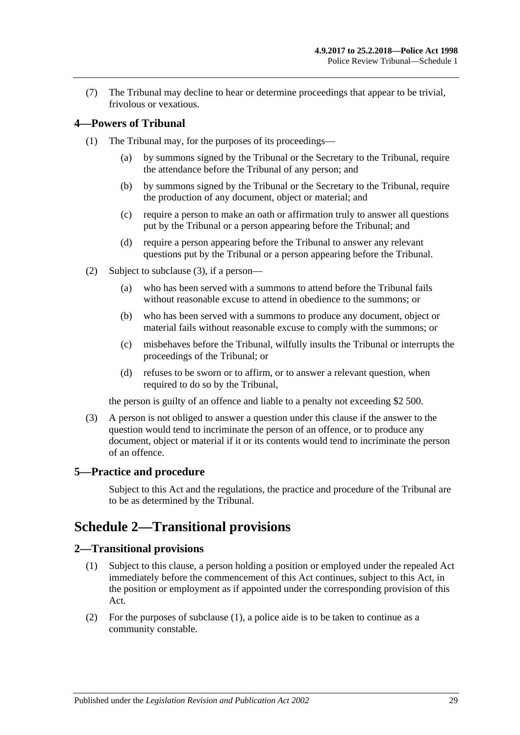(7) The Tribunal may decline to hear or determine proceedings that appear to be trivial, frivolous or vexatious.

### 4—Powers of Tribunal

(1) The Tribunal may, for the purposes of its proceedings—

(a) by summons signed by the Tribunal or the Secretary to the Tribunal, require the attendance before the Tribunal of any person; and

(b) by summons signed by the Tribunal or the Secretary to the Tribunal, require the production of any document, object or material; and

(c) require a person to make an oath or affirmation truly to answer all questions put by the Tribunal or a person appearing before the Tribunal; and

(d) require a person appearing before the Tribunal to answer any relevant questions put by the Tribunal or a person appearing before the Tribunal.

(2) Subject to subclause (3), if a person—

(a) who has been served with a summons to attend before the Tribunal fails without reasonable excuse to attend in obedience to the summons; or

(b) who has been served with a summons to produce any document, object or material fails without reasonable excuse to comply with the summons; or

(c) misbehaves before the Tribunal, wilfully insults the Tribunal or interrupts the proceedings of the Tribunal; or

(d) refuses to be sworn or to affirm, or to answer a relevant question, when required to do so by the Tribunal,

the person is guilty of an offence and liable to a penalty not exceeding $2 500.

(3) A person is not obliged to answer a question under this clause if the answer to the question would tend to incriminate the person of an offence, or to produce any document, object or material if it or its contents would tend to incriminate the person of an offence.

### 5—Practice and procedure

Subject to this Act and the regulations, the practice and procedure of the Tribunal are to be as determined by the Tribunal.

## Schedule 2—Transitional provisions

### 2—Transitional provisions

(1) Subject to this clause, a person holding a position or employed under the repealed Act immediately before the commencement of this Act continues, subject to this Act, in the position or employment as if appointed under the corresponding provision of this Act.

(2) For the purposes of subclause (1), a police aide is to be taken to continue as a community constable.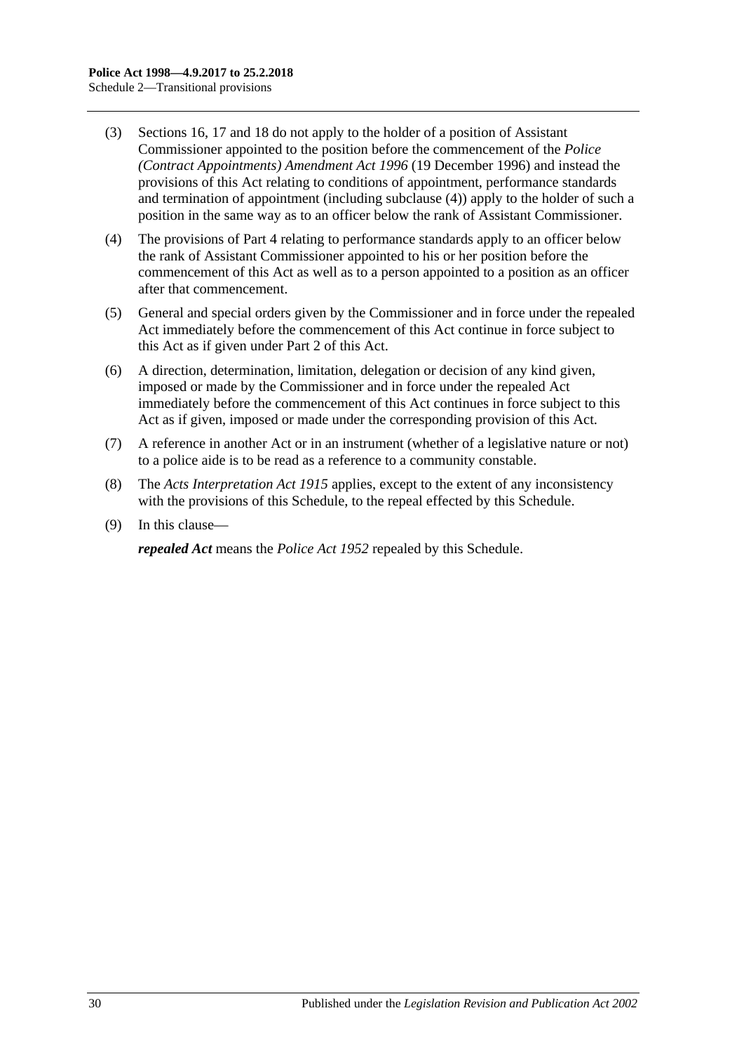(3) Sections 16, 17 and 18 do not apply to the holder of a position of Assistant Commissioner appointed to the position before the commencement of the *Police (Contract Appointments) Amendment Act 1996* (19 December 1996) and instead the provisions of this Act relating to conditions of appointment, performance standards and termination of appointment (including subclause (4)) apply to the holder of such a position in the same way as to an officer below the rank of Assistant Commissioner.

(4) The provisions of Part 4 relating to performance standards apply to an officer below the rank of Assistant Commissioner appointed to his or her position before the commencement of this Act as well as to a person appointed to a position as an officer after that commencement.

(5) General and special orders given by the Commissioner and in force under the repealed Act immediately before the commencement of this Act continue in force subject to this Act as if given under Part 2 of this Act.

(6) A direction, determination, limitation, delegation or decision of any kind given, imposed or made by the Commissioner and in force under the repealed Act immediately before the commencement of this Act continues in force subject to this Act as if given, imposed or made under the corresponding provision of this Act.

(7) A reference in another Act or in an instrument (whether of a legislative nature or not) to a police aide is to be read as a reference to a community constable.

(8) The *Acts Interpretation Act 1915* applies, except to the extent of any inconsistency with the provisions of this Schedule, to the repeal effected by this Schedule.

(9) In this clause—

***repealed Act*** means the *Police Act 1952* repealed by this Schedule.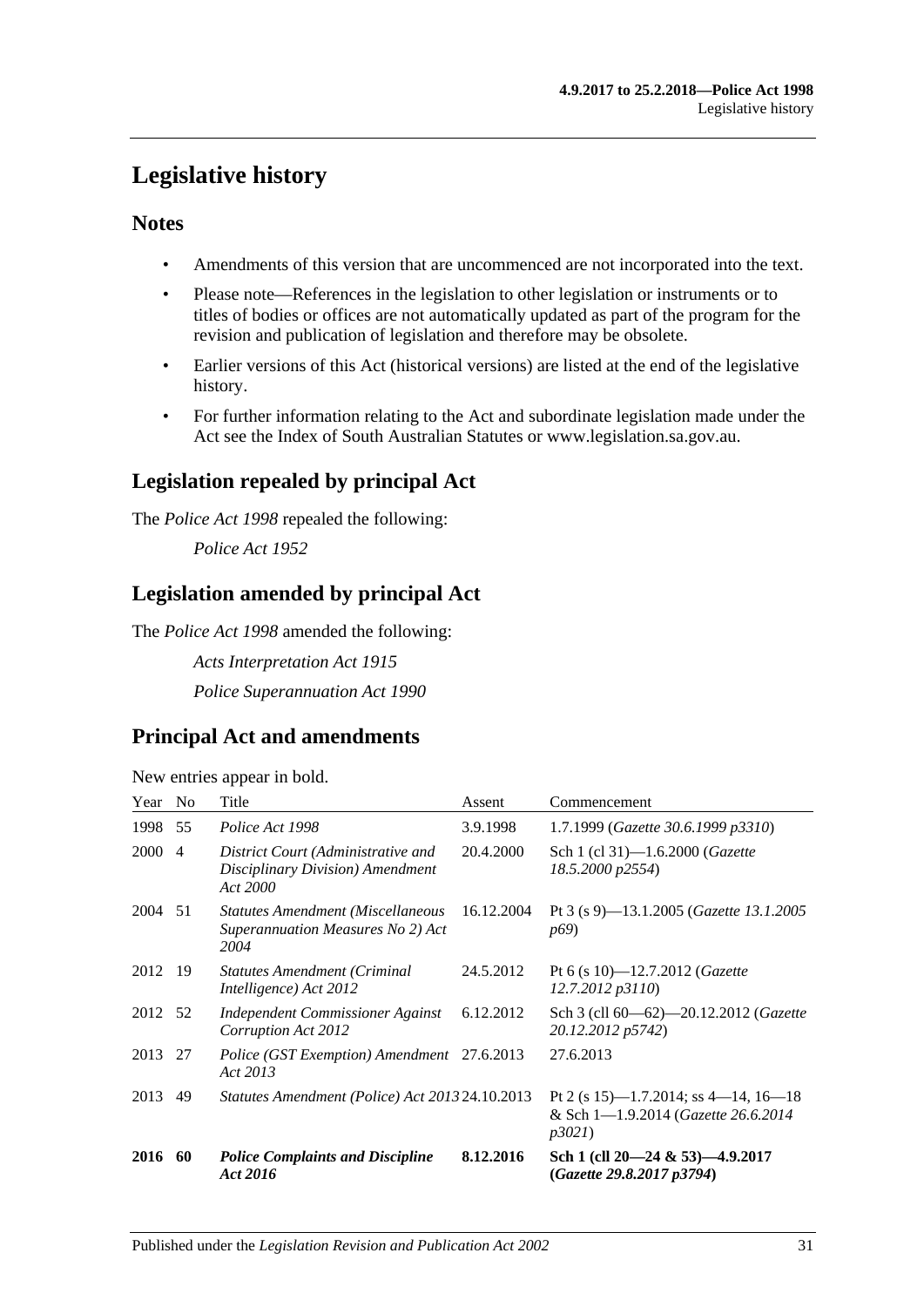# Legislative history

## Notes

- Amendments of this version that are uncommenced are not incorporated into the text.
- Please note—References in the legislation to other legislation or instruments or to titles of bodies or offices are not automatically updated as part of the program for the revision and publication of legislation and therefore may be obsolete.
- Earlier versions of this Act (historical versions) are listed at the end of the legislative history.
- For further information relating to the Act and subordinate legislation made under the Act see the Index of South Australian Statutes or www.legislation.sa.gov.au.

## Legislation repealed by principal Act

The *Police Act 1998* repealed the following:

*Police Act 1952*

## Legislation amended by principal Act

The *Police Act 1998* amended the following:

*Acts Interpretation Act 1915*

*Police Superannuation Act 1990*

## Principal Act and amendments

New entries appear in bold.

| Year | No | Title | Assent | Commencement |
|---|---|---|---|---|
| 1998 | 55 | *Police Act 1998* | 3.9.1998 | 1.7.1999 (*Gazette 30.6.1999 p3310*) |
| 2000 | 4 | *District Court (Administrative and Disciplinary Division) Amendment Act 2000* | 20.4.2000 | Sch 1 (cl 31)—1.6.2000 (*Gazette 18.5.2000 p2554*) |
| 2004 | 51 | *Statutes Amendment (Miscellaneous Superannuation Measures No 2) Act 2004* | 16.12.2004 | Pt 3 (s 9)—13.1.2005 (*Gazette 13.1.2005 p69*) |
| 2012 | 19 | *Statutes Amendment (Criminal Intelligence) Act 2012* | 24.5.2012 | Pt 6 (s 10)—12.7.2012 (*Gazette 12.7.2012 p3110*) |
| 2012 | 52 | *Independent Commissioner Against Corruption Act 2012* | 6.12.2012 | Sch 3 (cll 60—62)—20.12.2012 (*Gazette 20.12.2012 p5742*) |
| 2013 | 27 | *Police (GST Exemption) Amendment Act 2013* | 27.6.2013 | 27.6.2013 |
| 2013 | 49 | *Statutes Amendment (Police) Act 2013* | 24.10.2013 | Pt 2 (s 15)—1.7.2014; ss 4—14, 16—18 & Sch 1—1.9.2014 (*Gazette 26.6.2014 p3021*) |
| **2016** | **60** | ***Police Complaints and Discipline Act 2016*** | **8.12.2016** | **Sch 1 (cll 20—24 & 53)—4.9.2017 (*Gazette 29.8.2017 p3794*)** |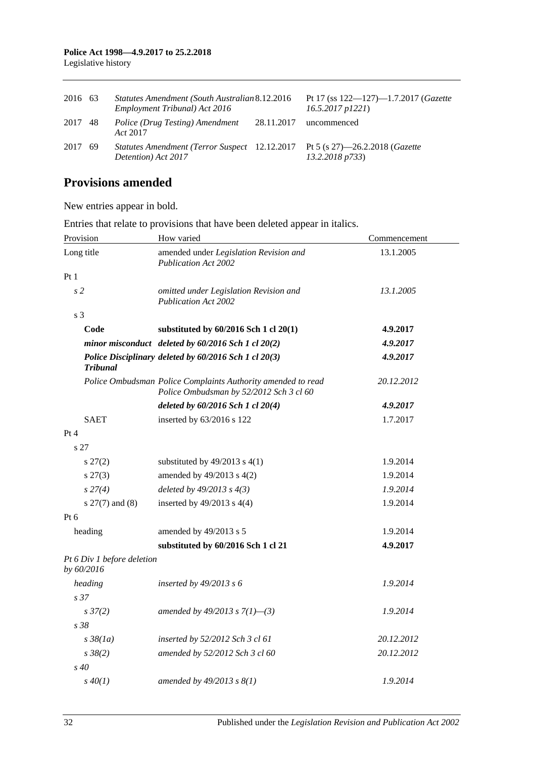| | | | | |
|---|---|---|---|---|
| 2016 | 63 | *Statutes Amendment (South Australian Employment Tribunal) Act 2016* | 8.12.2016 | Pt 17 (ss 122—127)—1.7.2017 (*Gazette 16.5.2017 p1221*) |
| 2017 | 48 | *Police (Drug Testing) Amendment Act 2017* | 28.11.2017 | uncommenced |
| 2017 | 69 | *Statutes Amendment (Terror Suspect Detention) Act 2017* | 12.12.2017 | Pt 5 (s 27)—26.2.2018 (*Gazette 13.2.2018 p733*) |

## Provisions amended

New entries appear in bold.

Entries that relate to provisions that have been deleted appear in italics.

| Provision | How varied | Commencement |
|---|---|---|
| Long title | amended under *Legislation Revision and Publication Act 2002* | 13.1.2005 |
| Pt 1 | | |
| *s 2* | *omitted under Legislation Revision and Publication Act 2002* | *13.1.2005* |
| s 3 | | |
| **Code** | **substituted by 60/2016 Sch 1 cl 20(1)** | **4.9.2017** |
| ***minor misconduct*** | ***deleted by 60/2016 Sch 1 cl 20(2)*** | ***4.9.2017*** |
| ***Police Disciplinary Tribunal*** | ***deleted by 60/2016 Sch 1 cl 20(3)*** | ***4.9.2017*** |
| *Police Ombudsman* | *Police Complaints Authority amended to read Police Ombudsman by 52/2012 Sch 3 cl 60* | *20.12.2012* |
| | ***deleted by 60/2016 Sch 1 cl 20(4)*** | ***4.9.2017*** |
| SAET | inserted by 63/2016 s 122 | 1.7.2017 |
| Pt 4 | | |
| s 27 | | |
| s 27(2) | substituted by 49/2013 s 4(1) | 1.9.2014 |
| s 27(3) | amended by 49/2013 s 4(2) | 1.9.2014 |
| *s 27(4)* | *deleted by 49/2013 s 4(3)* | *1.9.2014* |
| s 27(7) and (8) | inserted by 49/2013 s 4(4) | 1.9.2014 |
| Pt 6 | | |
| heading | amended by 49/2013 s 5 | 1.9.2014 |
| | **substituted by 60/2016 Sch 1 cl 21** | **4.9.2017** |
| *Pt 6 Div 1 before deletion by 60/2016* | | |
| *heading* | *inserted by 49/2013 s 6* | *1.9.2014* |
| *s 37* | | |
| *s 37(2)* | *amended by 49/2013 s 7(1)—(3)* | *1.9.2014* |
| *s 38* | | |
| *s 38(1a)* | *inserted by 52/2012 Sch 3 cl 61* | *20.12.2012* |
| *s 38(2)* | *amended by 52/2012 Sch 3 cl 60* | *20.12.2012* |
| *s 40* | | |
| *s 40(1)* | *amended by 49/2013 s 8(1)* | *1.9.2014* |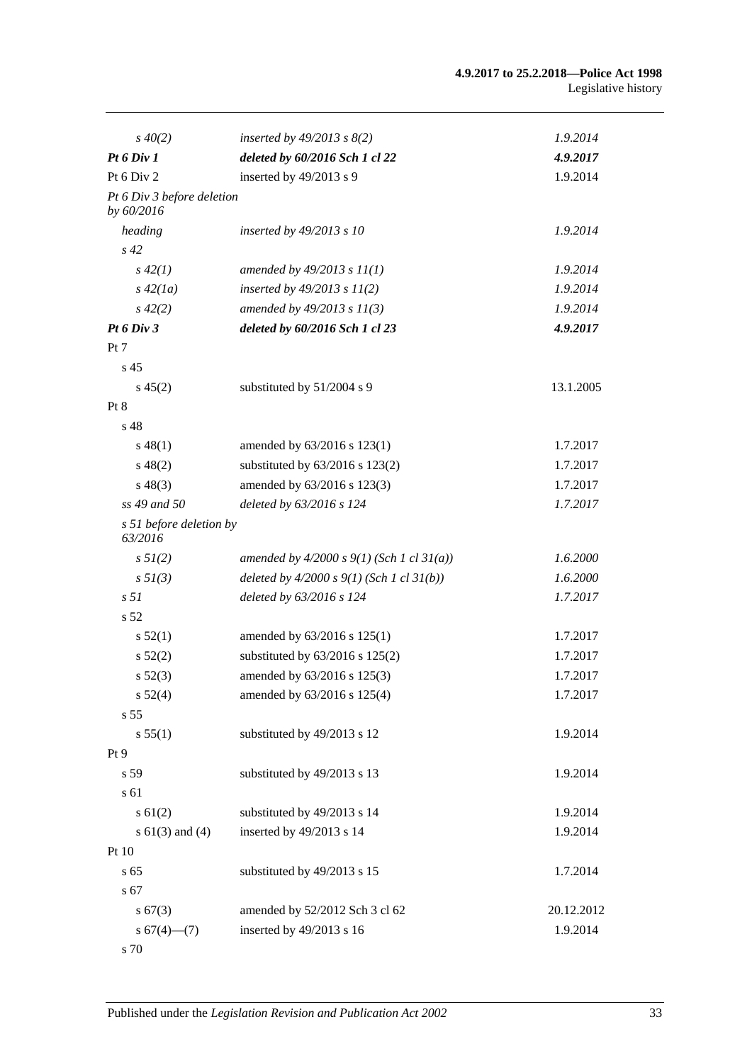| | | |
|---|---|---|
| *s 40(2)* | *inserted by 49/2013 s 8(2)* | *1.9.2014* |
| ***Pt 6 Div 1*** | ***deleted by 60/2016 Sch 1 cl 22*** | ***4.9.2017*** |
| Pt 6 Div 2 | inserted by 49/2013 s 9 | 1.9.2014 |
| *Pt 6 Div 3 before deletion by 60/2016* | | |
| *heading* | *inserted by 49/2013 s 10* | *1.9.2014* |
| *s 42* | | |
| *s 42(1)* | *amended by 49/2013 s 11(1)* | *1.9.2014* |
| *s 42(1a)* | *inserted by 49/2013 s 11(2)* | *1.9.2014* |
| *s 42(2)* | *amended by 49/2013 s 11(3)* | *1.9.2014* |
| ***Pt 6 Div 3*** | ***deleted by 60/2016 Sch 1 cl 23*** | ***4.9.2017*** |
| Pt 7 | | |
| s 45 | | |
| s 45(2) | substituted by 51/2004 s 9 | 13.1.2005 |
| Pt 8 | | |
| s 48 | | |
| s 48(1) | amended by 63/2016 s 123(1) | 1.7.2017 |
| s 48(2) | substituted by 63/2016 s 123(2) | 1.7.2017 |
| s 48(3) | amended by 63/2016 s 123(3) | 1.7.2017 |
| *ss 49 and 50* | *deleted by 63/2016 s 124* | *1.7.2017* |
| *s 51 before deletion by 63/2016* | | |
| *s 51(2)* | *amended by 4/2000 s 9(1) (Sch 1 cl 31(a))* | *1.6.2000* |
| *s 51(3)* | *deleted by 4/2000 s 9(1) (Sch 1 cl 31(b))* | *1.6.2000* |
| *s 51* | *deleted by 63/2016 s 124* | *1.7.2017* |
| s 52 | | |
| s 52(1) | amended by 63/2016 s 125(1) | 1.7.2017 |
| s 52(2) | substituted by 63/2016 s 125(2) | 1.7.2017 |
| s 52(3) | amended by 63/2016 s 125(3) | 1.7.2017 |
| s 52(4) | amended by 63/2016 s 125(4) | 1.7.2017 |
| s 55 | | |
| s 55(1) | substituted by 49/2013 s 12 | 1.9.2014 |
| Pt 9 | | |
| s 59 | substituted by 49/2013 s 13 | 1.9.2014 |
| s 61 | | |
| s 61(2) | substituted by 49/2013 s 14 | 1.9.2014 |
| s 61(3) and (4) | inserted by 49/2013 s 14 | 1.9.2014 |
| Pt 10 | | |
| s 65 | substituted by 49/2013 s 15 | 1.7.2014 |
| s 67 | | |
| s 67(3) | amended by 52/2012 Sch 3 cl 62 | 20.12.2012 |
| s 67(4)—(7) | inserted by 49/2013 s 16 | 1.9.2014 |
| s 70 | | |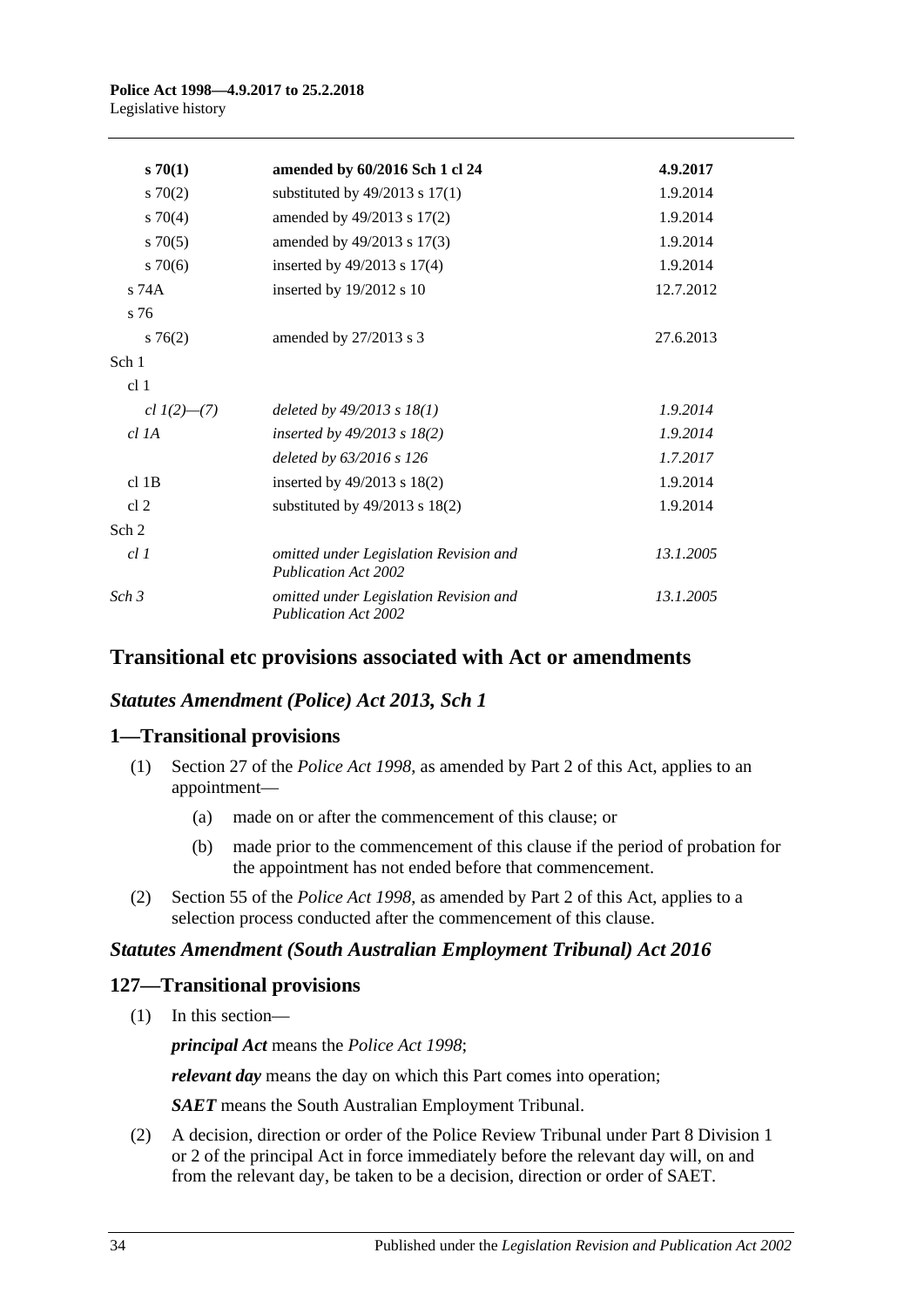| | | |
|---|---|---|
| **s 70(1)** | **amended by 60/2016 Sch 1 cl 24** | **4.9.2017** |
| s 70(2) | substituted by 49/2013 s 17(1) | 1.9.2014 |
| s 70(4) | amended by 49/2013 s 17(2) | 1.9.2014 |
| s 70(5) | amended by 49/2013 s 17(3) | 1.9.2014 |
| s 70(6) | inserted by 49/2013 s 17(4) | 1.9.2014 |
| s 74A | inserted by 19/2012 s 10 | 12.7.2012 |
| s 76 | | |
| s 76(2) | amended by 27/2013 s 3 | 27.6.2013 |
| Sch 1 | | |
| cl 1 | | |
| *cl 1(2)—(7)* | *deleted by 49/2013 s 18(1)* | *1.9.2014* |
| *cl 1A* | *inserted by 49/2013 s 18(2)* | *1.9.2014* |
| | *deleted by 63/2016 s 126* | *1.7.2017* |
| cl 1B | inserted by 49/2013 s 18(2) | 1.9.2014 |
| cl 2 | substituted by 49/2013 s 18(2) | 1.9.2014 |
| Sch 2 | | |
| *cl 1* | *omitted under Legislation Revision and Publication Act 2002* | *13.1.2005* |
| *Sch 3* | *omitted under Legislation Revision and Publication Act 2002* | *13.1.2005* |

## Transitional etc provisions associated with Act or amendments

### *Statutes Amendment (Police) Act 2013, Sch 1*

### 1—Transitional provisions

(1) Section 27 of the *Police Act 1998*, as amended by Part 2 of this Act, applies to an appointment—

(a) made on or after the commencement of this clause; or

(b) made prior to the commencement of this clause if the period of probation for the appointment has not ended before that commencement.

(2) Section 55 of the *Police Act 1998*, as amended by Part 2 of this Act, applies to a selection process conducted after the commencement of this clause.

### *Statutes Amendment (South Australian Employment Tribunal) Act 2016*

### 127—Transitional provisions

(1) In this section—

***principal Act*** means the *Police Act 1998*;

***relevant day*** means the day on which this Part comes into operation;

***SAET*** means the South Australian Employment Tribunal.

(2) A decision, direction or order of the Police Review Tribunal under Part 8 Division 1 or 2 of the principal Act in force immediately before the relevant day will, on and from the relevant day, be taken to be a decision, direction or order of SAET.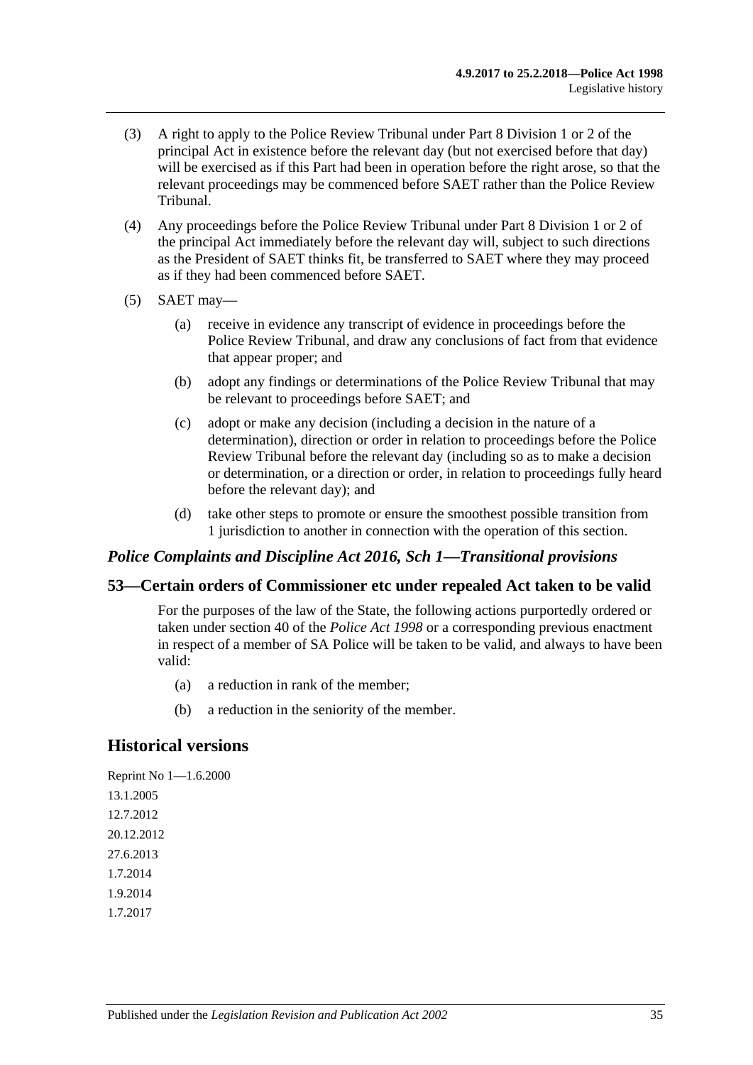(3) A right to apply to the Police Review Tribunal under Part 8 Division 1 or 2 of the principal Act in existence before the relevant day (but not exercised before that day) will be exercised as if this Part had been in operation before the right arose, so that the relevant proceedings may be commenced before SAET rather than the Police Review Tribunal.

(4) Any proceedings before the Police Review Tribunal under Part 8 Division 1 or 2 of the principal Act immediately before the relevant day will, subject to such directions as the President of SAET thinks fit, be transferred to SAET where they may proceed as if they had been commenced before SAET.

(5) SAET may—

(a) receive in evidence any transcript of evidence in proceedings before the Police Review Tribunal, and draw any conclusions of fact from that evidence that appear proper; and

(b) adopt any findings or determinations of the Police Review Tribunal that may be relevant to proceedings before SAET; and

(c) adopt or make any decision (including a decision in the nature of a determination), direction or order in relation to proceedings before the Police Review Tribunal before the relevant day (including so as to make a decision or determination, or a direction or order, in relation to proceedings fully heard before the relevant day); and

(d) take other steps to promote or ensure the smoothest possible transition from 1 jurisdiction to another in connection with the operation of this section.

### *Police Complaints and Discipline Act 2016, Sch 1—Transitional provisions*

### 53—Certain orders of Commissioner etc under repealed Act taken to be valid

For the purposes of the law of the State, the following actions purportedly ordered or taken under section 40 of the *Police Act 1998* or a corresponding previous enactment in respect of a member of SA Police will be taken to be valid, and always to have been valid:

(a) a reduction in rank of the member;

(b) a reduction in the seniority of the member.

## Historical versions

Reprint No 1—1.6.2000
13.1.2005
12.7.2012
20.12.2012
27.6.2013
1.7.2014
1.9.2014
1.7.2017